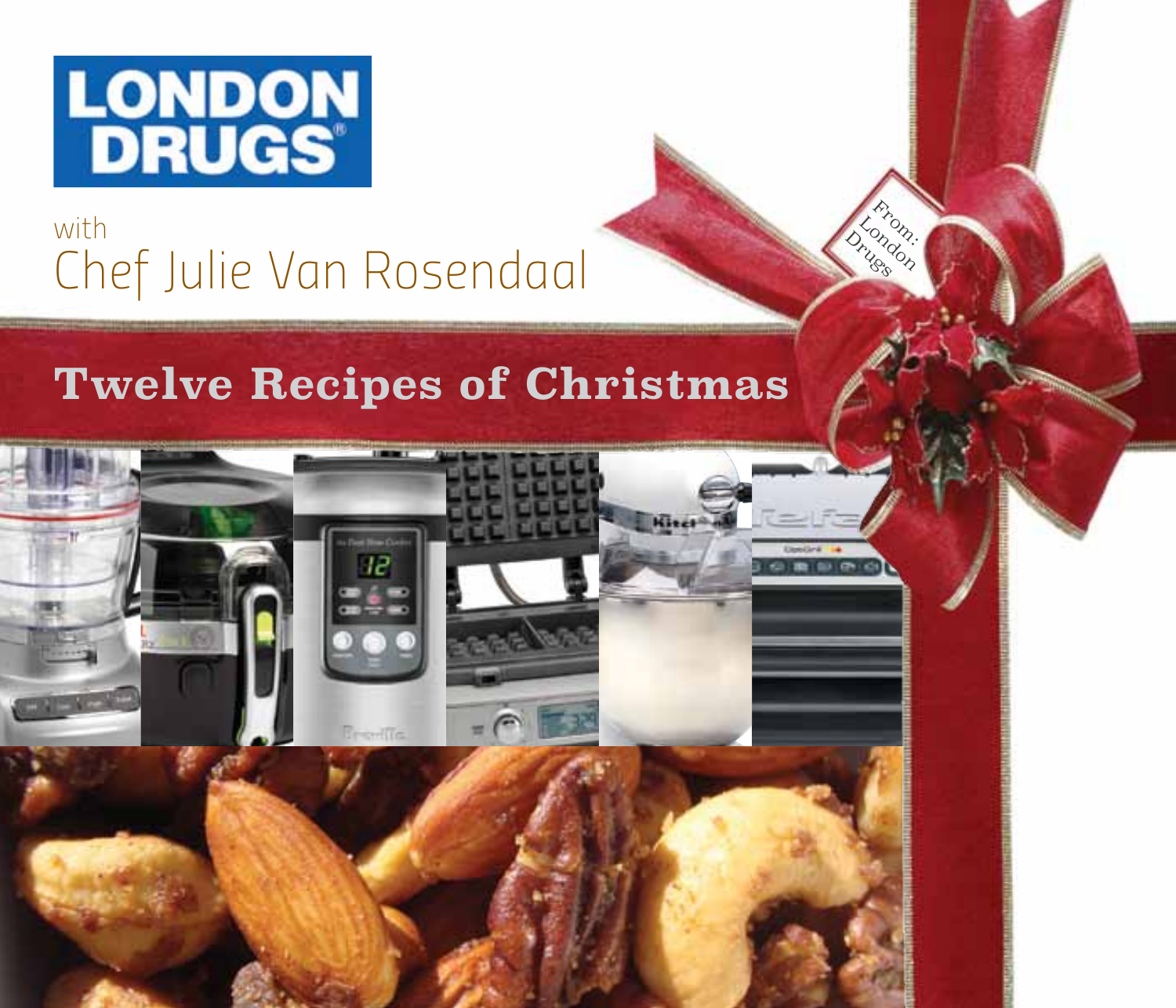LONDON DRUGS

with
Chef Julie Van Rosendaal

# Twelve Recipes of Christmas

From:
London
Drugs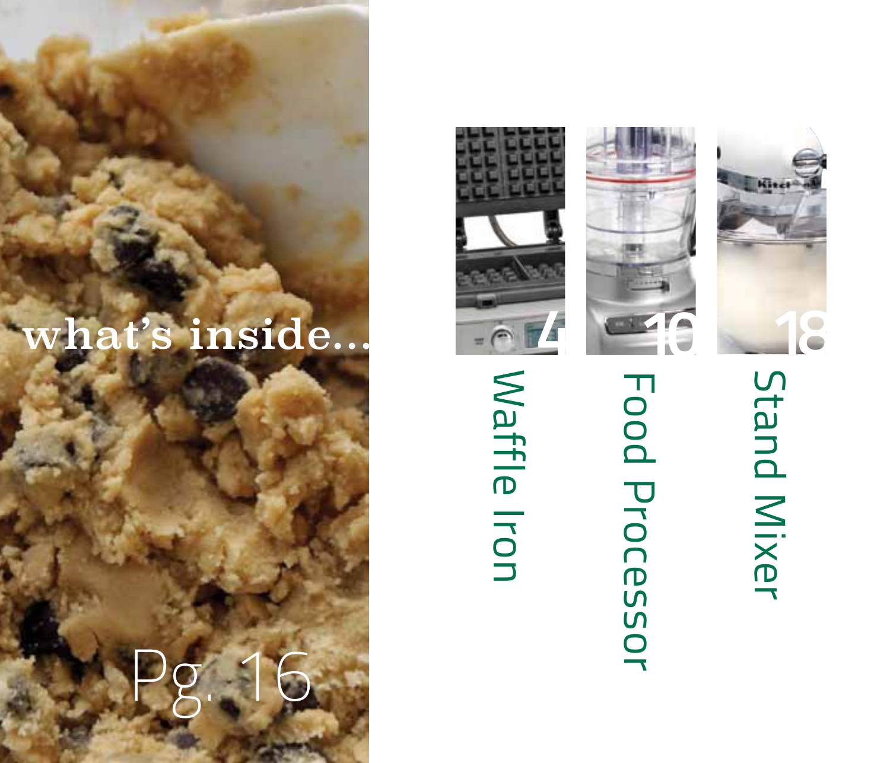# what's inside...

Pg. 16

4 Waffle Iron

10 Food Processor

18 Stand Mixer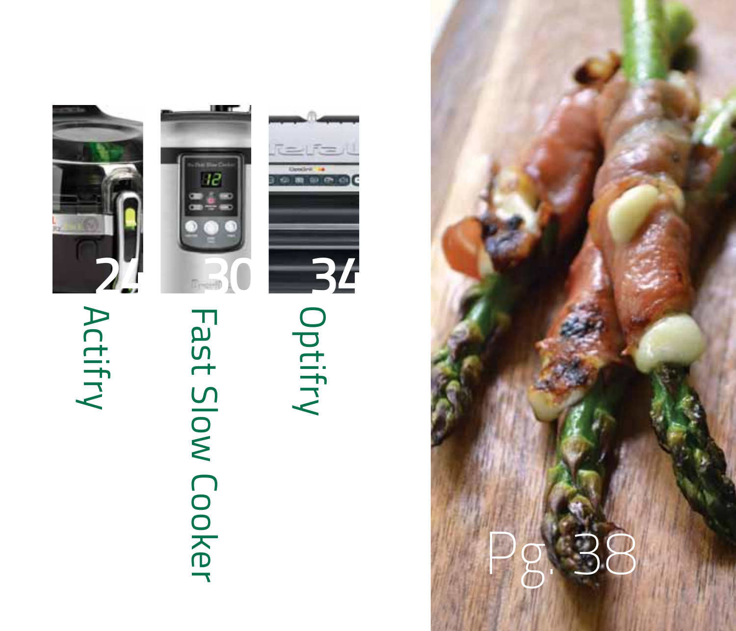24 Actifry

30 Fast Slow Cooker

34 Optifry

Pg. 38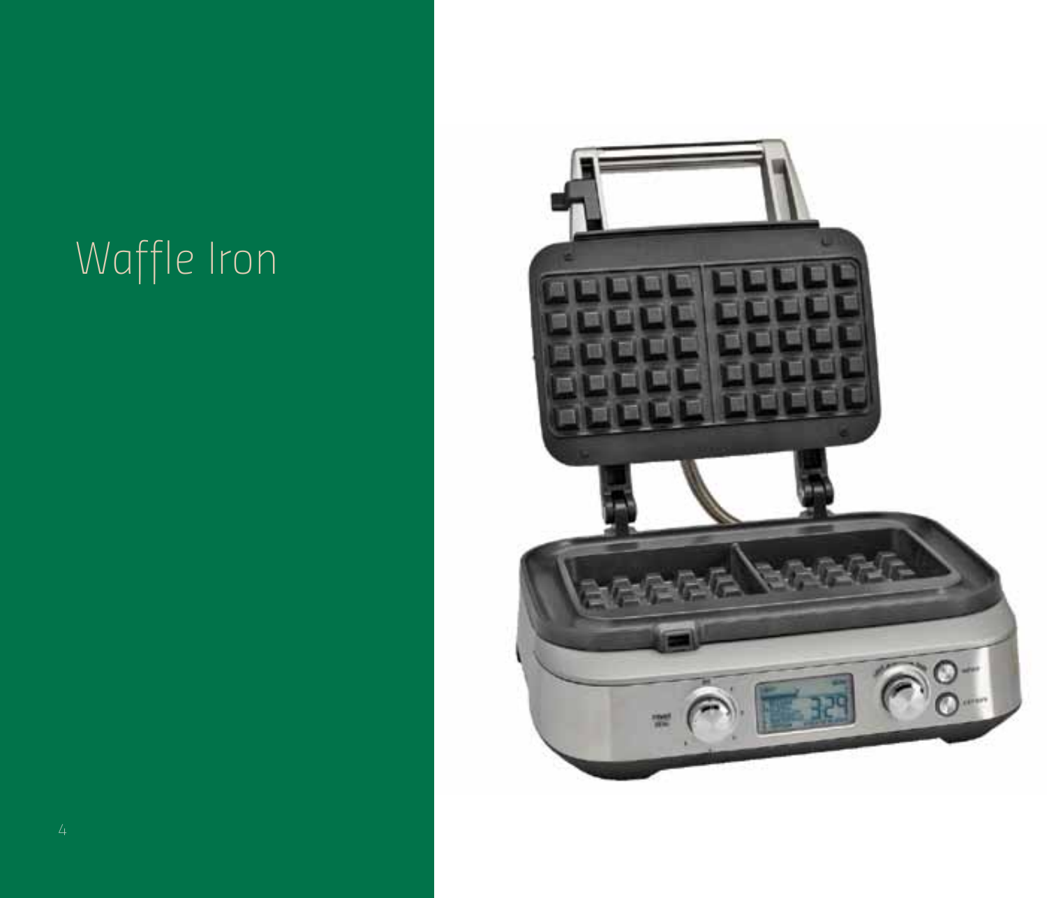# Waffle Iron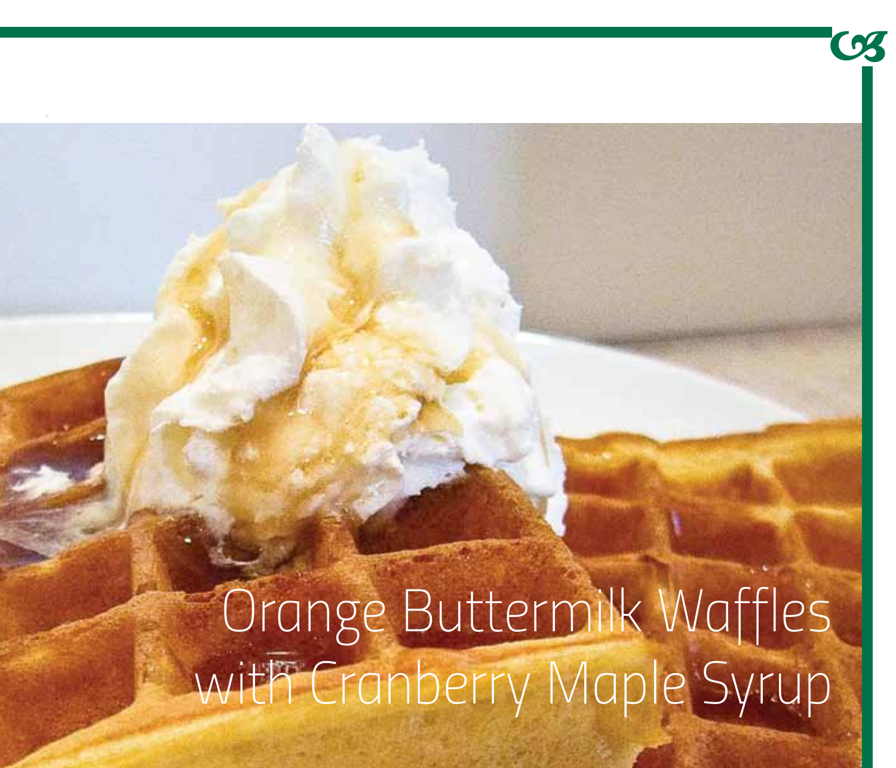# Orange Buttermilk Waffles with Cranberry Maple Syrup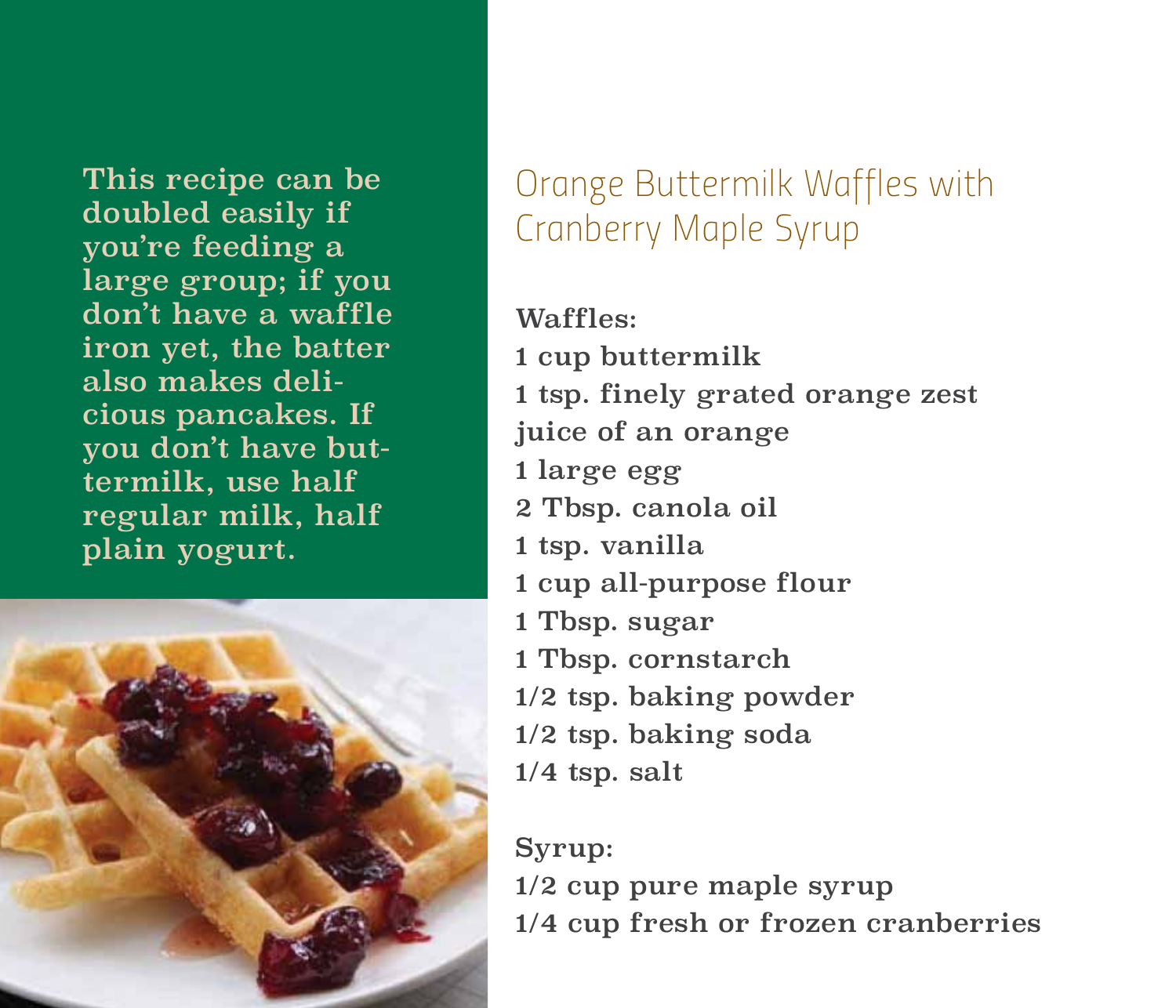This recipe can be doubled easily if you're feeding a large group; if you don't have a waffle iron yet, the batter also makes delicious pancakes. If you don't have buttermilk, use half regular milk, half plain yogurt.

## Orange Buttermilk Waffles with Cranberry Maple Syrup

Waffles:

1 cup buttermilk
1 tsp. finely grated orange zest
juice of an orange
1 large egg
2 Tbsp. canola oil
1 tsp. vanilla
1 cup all-purpose flour
1 Tbsp. sugar
1 Tbsp. cornstarch
1/2 tsp. baking powder
1/2 tsp. baking soda
1/4 tsp. salt

Syrup:

1/2 cup pure maple syrup
1/4 cup fresh or frozen cranberries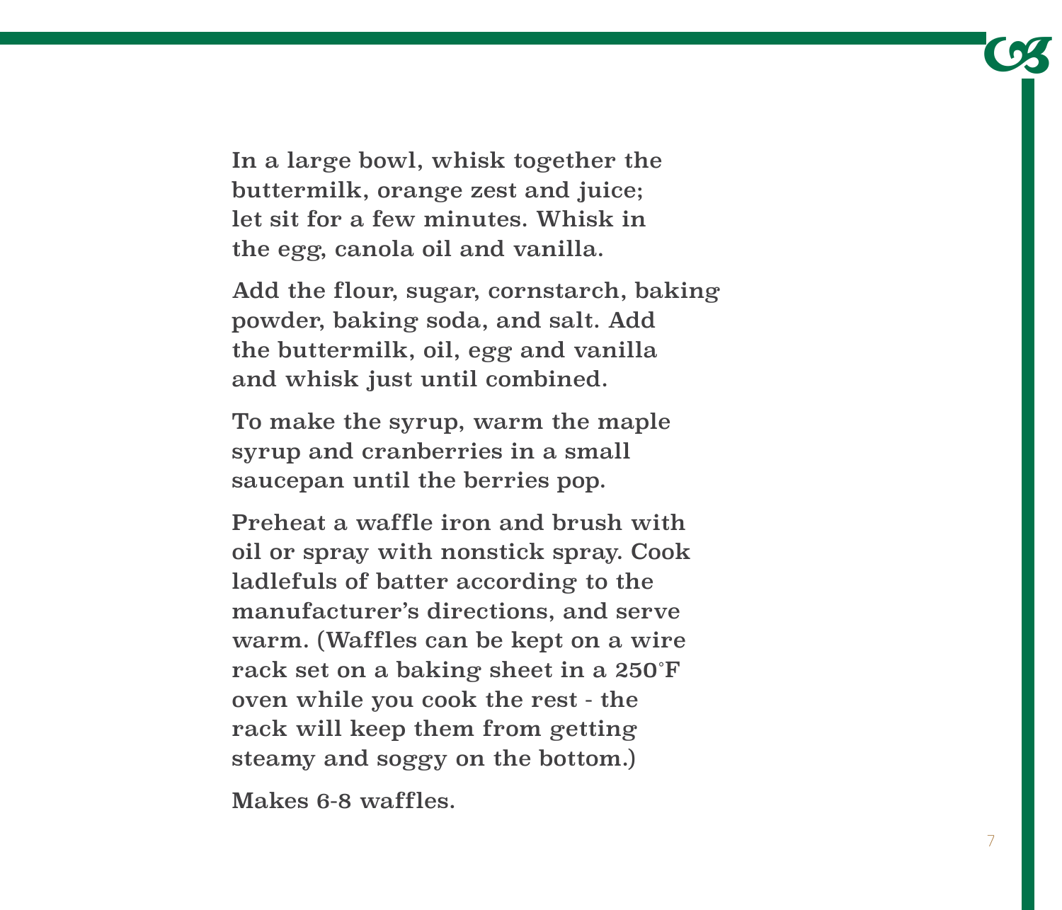In a large bowl, whisk together the buttermilk, orange zest and juice; let sit for a few minutes. Whisk in the egg, canola oil and vanilla.

Add the flour, sugar, cornstarch, baking powder, baking soda, and salt. Add the buttermilk, oil, egg and vanilla and whisk just until combined.

To make the syrup, warm the maple syrup and cranberries in a small saucepan until the berries pop.

Preheat a waffle iron and brush with oil or spray with nonstick spray. Cook ladlefuls of batter according to the manufacturer's directions, and serve warm. (Waffles can be kept on a wire rack set on a baking sheet in a 250°F oven while you cook the rest - the rack will keep them from getting steamy and soggy on the bottom.)

Makes 6-8 waffles.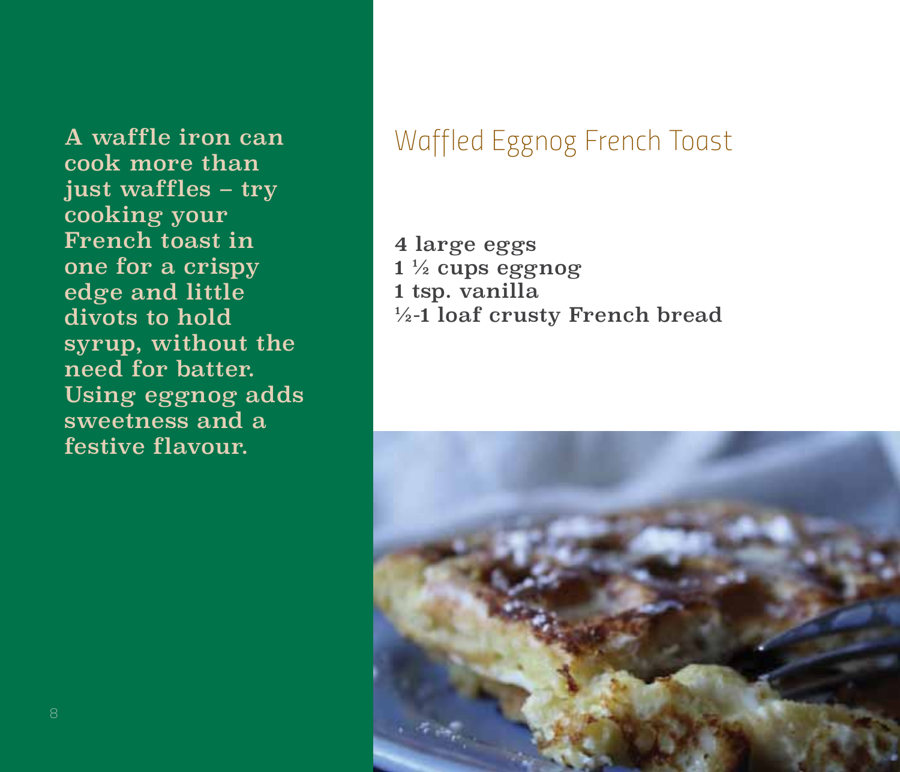A waffle iron can cook more than just waffles – try cooking your French toast in one for a crispy edge and little divots to hold syrup, without the need for batter. Using eggnog adds sweetness and a festive flavour.

# Waffled Eggnog French Toast

4 large eggs
1 ½ cups eggnog
1 tsp. vanilla
½-1 loaf crusty French bread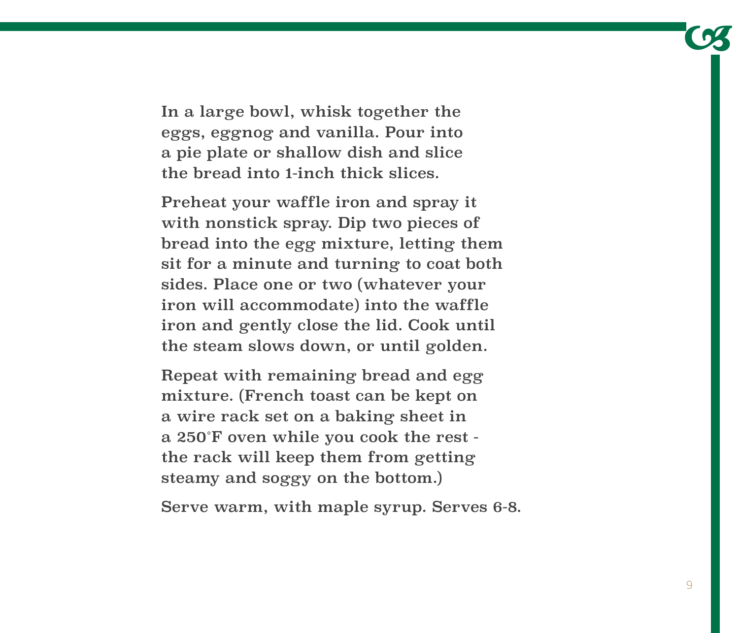In a large bowl, whisk together the eggs, eggnog and vanilla. Pour into a pie plate or shallow dish and slice the bread into 1-inch thick slices.

Preheat your waffle iron and spray it with nonstick spray. Dip two pieces of bread into the egg mixture, letting them sit for a minute and turning to coat both sides. Place one or two (whatever your iron will accommodate) into the waffle iron and gently close the lid. Cook until the steam slows down, or until golden.

Repeat with remaining bread and egg mixture. (French toast can be kept on a wire rack set on a baking sheet in a 250°F oven while you cook the rest - the rack will keep them from getting steamy and soggy on the bottom.)

Serve warm, with maple syrup. Serves 6-8.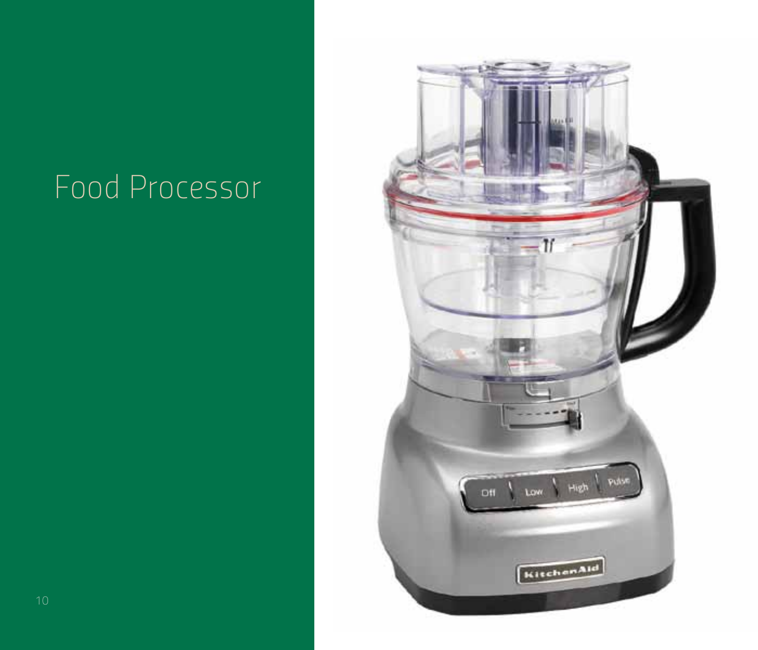# Food Processor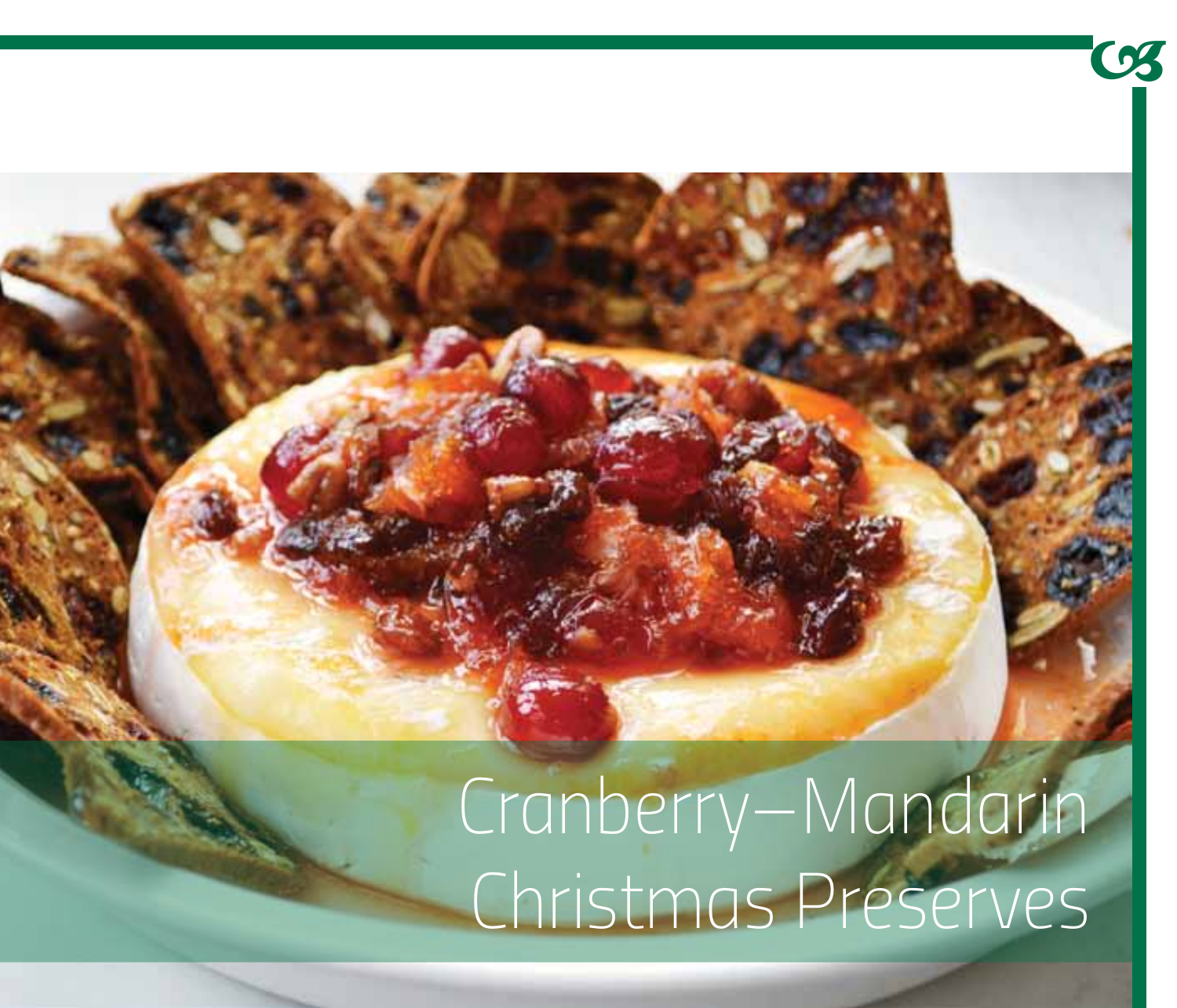# Cranberry–Mandarin Christmas Preserves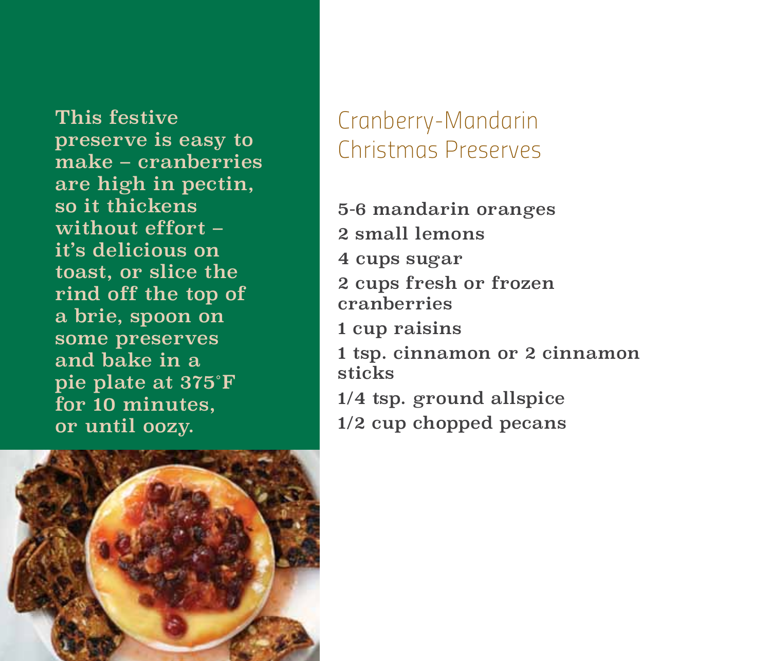This festive preserve is easy to make – cranberries are high in pectin, so it thickens without effort – it's delicious on toast, or slice the rind off the top of a brie, spoon on some preserves and bake in a pie plate at 375°F for 10 minutes, or until oozy.

## Cranberry-Mandarin Christmas Preserves

5-6 mandarin oranges
2 small lemons
4 cups sugar
2 cups fresh or frozen cranberries
1 cup raisins
1 tsp. cinnamon or 2 cinnamon sticks
1/4 tsp. ground allspice
1/2 cup chopped pecans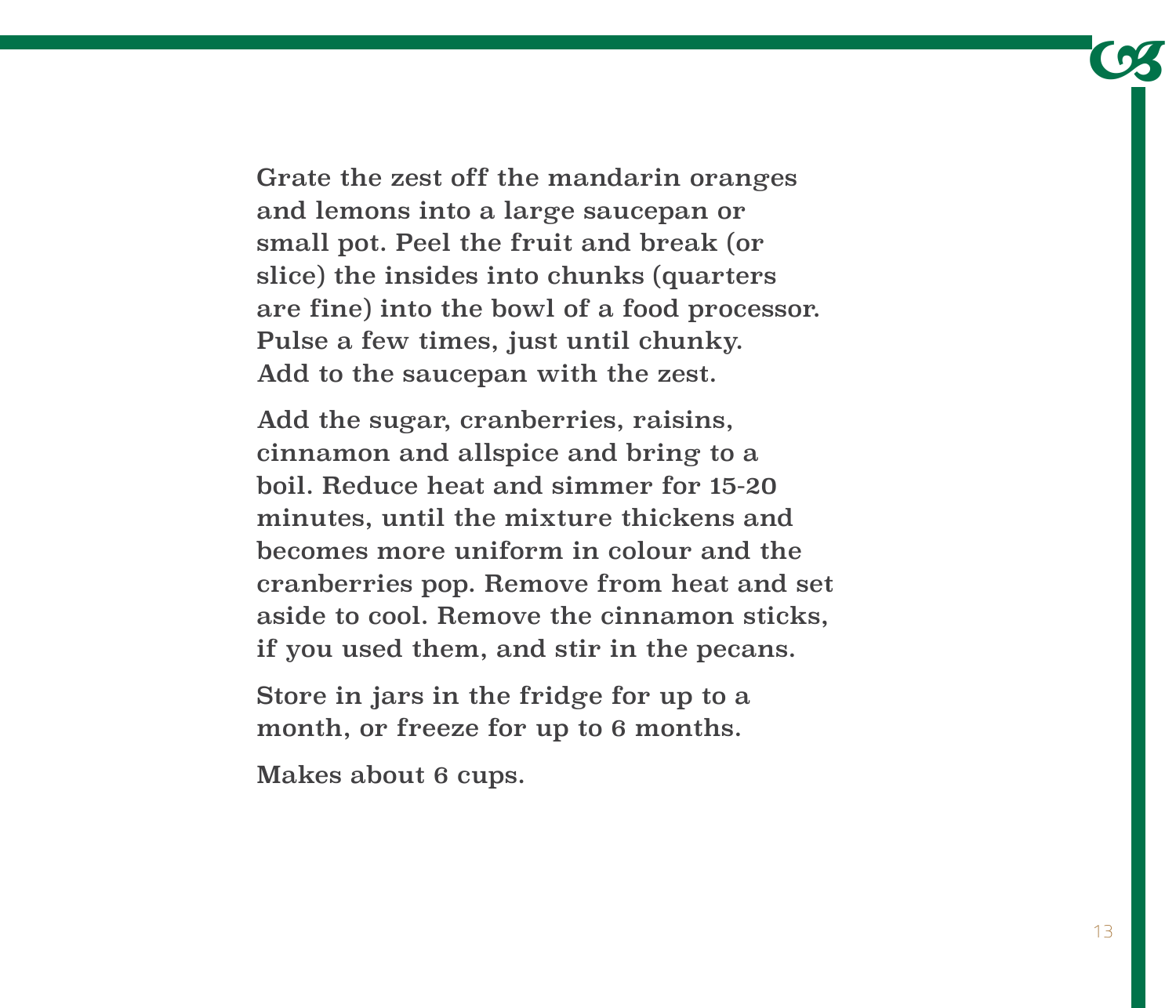Grate the zest off the mandarin oranges and lemons into a large saucepan or small pot. Peel the fruit and break (or slice) the insides into chunks (quarters are fine) into the bowl of a food processor. Pulse a few times, just until chunky. Add to the saucepan with the zest.

Add the sugar, cranberries, raisins, cinnamon and allspice and bring to a boil. Reduce heat and simmer for 15-20 minutes, until the mixture thickens and becomes more uniform in colour and the cranberries pop. Remove from heat and set aside to cool. Remove the cinnamon sticks, if you used them, and stir in the pecans.

Store in jars in the fridge for up to a month, or freeze for up to 6 months.

Makes about 6 cups.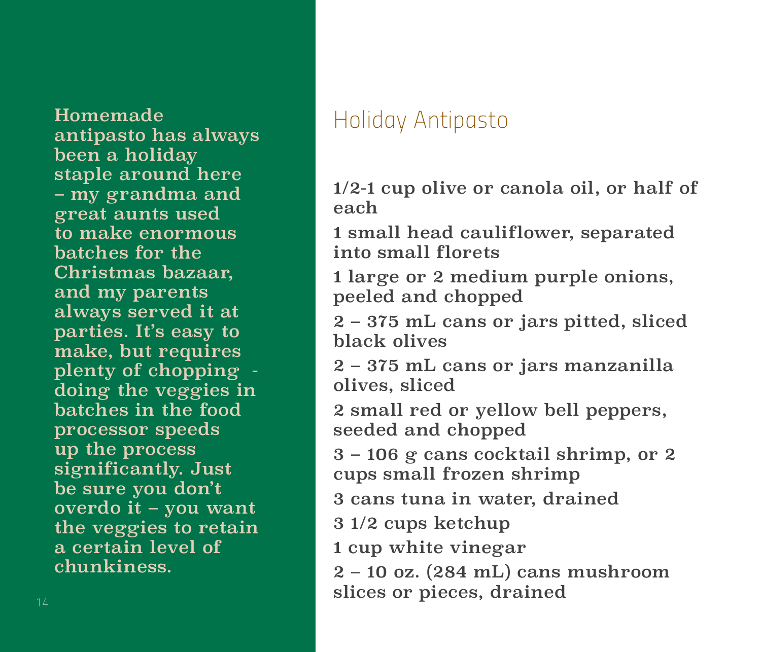Homemade antipasto has always been a holiday staple around here – my grandma and great aunts used to make enormous batches for the Christmas bazaar, and my parents always served it at parties. It's easy to make, but requires plenty of chopping - doing the veggies in batches in the food processor speeds up the process significantly. Just be sure you don't overdo it – you want the veggies to retain a certain level of chunkiness.

# Holiday Antipasto

1/2-1 cup olive or canola oil, or half of each

1 small head cauliflower, separated into small florets

1 large or 2 medium purple onions, peeled and chopped

2 – 375 mL cans or jars pitted, sliced black olives

2 – 375 mL cans or jars manzanilla olives, sliced

2 small red or yellow bell peppers, seeded and chopped

3 – 106 g cans cocktail shrimp, or 2 cups small frozen shrimp

3 cans tuna in water, drained

3 1/2 cups ketchup

1 cup white vinegar

2 – 10 oz. (284 mL) cans mushroom slices or pieces, drained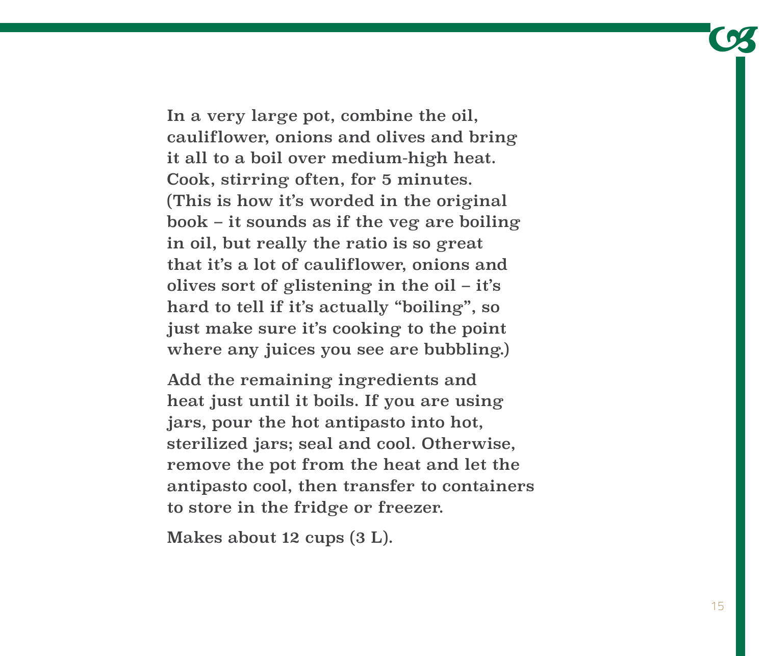In a very large pot, combine the oil, cauliflower, onions and olives and bring it all to a boil over medium-high heat. Cook, stirring often, for 5 minutes. (This is how it's worded in the original book – it sounds as if the veg are boiling in oil, but really the ratio is so great that it's a lot of cauliflower, onions and olives sort of glistening in the oil – it's hard to tell if it's actually "boiling", so just make sure it's cooking to the point where any juices you see are bubbling.)

Add the remaining ingredients and heat just until it boils. If you are using jars, pour the hot antipasto into hot, sterilized jars; seal and cool. Otherwise, remove the pot from the heat and let the antipasto cool, then transfer to containers to store in the fridge or freezer.

Makes about 12 cups (3 L).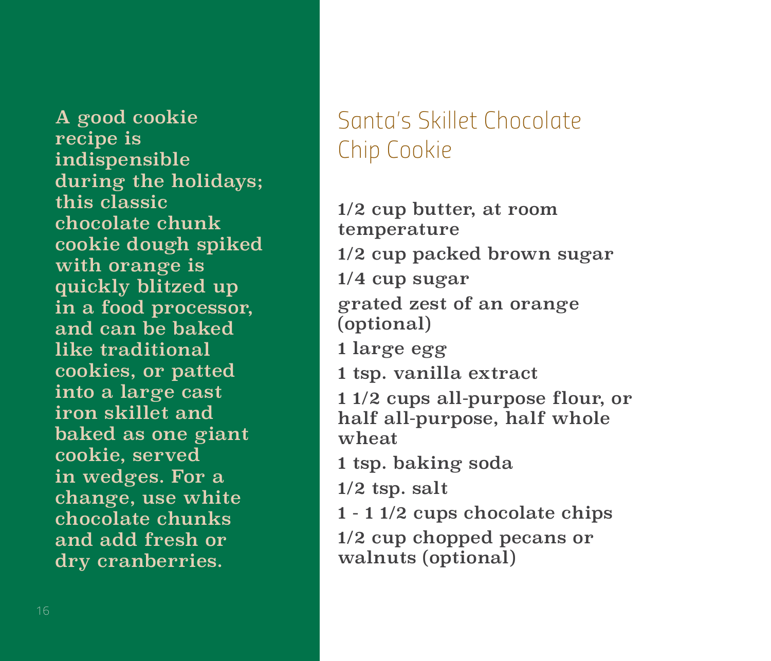A good cookie recipe is indispensible during the holidays; this classic chocolate chunk cookie dough spiked with orange is quickly blitzed up in a food processor, and can be baked like traditional cookies, or patted into a large cast iron skillet and baked as one giant cookie, served in wedges. For a change, use white chocolate chunks and add fresh or dry cranberries.

## Santa's Skillet Chocolate Chip Cookie

1/2 cup butter, at room temperature

1/2 cup packed brown sugar

1/4 cup sugar

grated zest of an orange (optional)

1 large egg

1 tsp. vanilla extract

1 1/2 cups all-purpose flour, or half all-purpose, half whole wheat

1 tsp. baking soda

1/2 tsp. salt

1 - 1 1/2 cups chocolate chips

1/2 cup chopped pecans or walnuts (optional)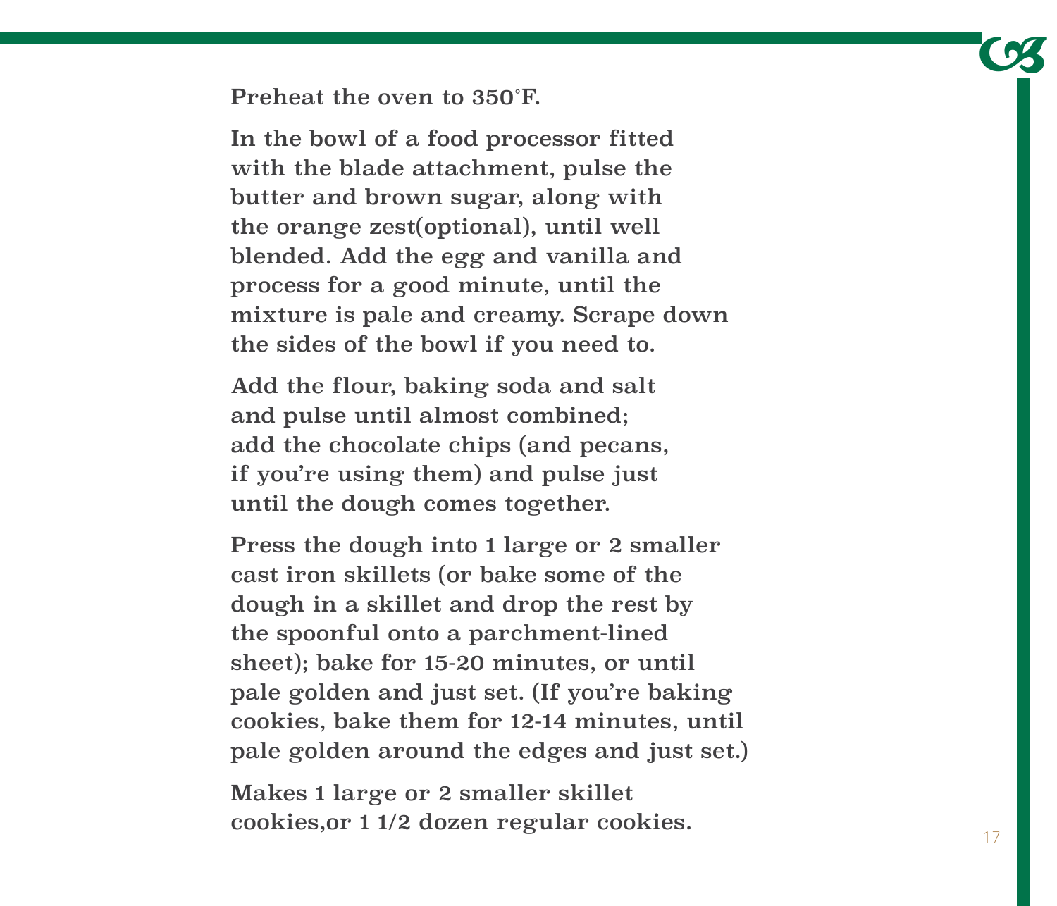Preheat the oven to 350°F.

In the bowl of a food processor fitted with the blade attachment, pulse the butter and brown sugar, along with the orange zest(optional), until well blended. Add the egg and vanilla and process for a good minute, until the mixture is pale and creamy. Scrape down the sides of the bowl if you need to.

Add the flour, baking soda and salt and pulse until almost combined; add the chocolate chips (and pecans, if you're using them) and pulse just until the dough comes together.

Press the dough into 1 large or 2 smaller cast iron skillets (or bake some of the dough in a skillet and drop the rest by the spoonful onto a parchment-lined sheet); bake for 15-20 minutes, or until pale golden and just set. (If you're baking cookies, bake them for 12-14 minutes, until pale golden around the edges and just set.)

Makes 1 large or 2 smaller skillet cookies,or 1 1/2 dozen regular cookies.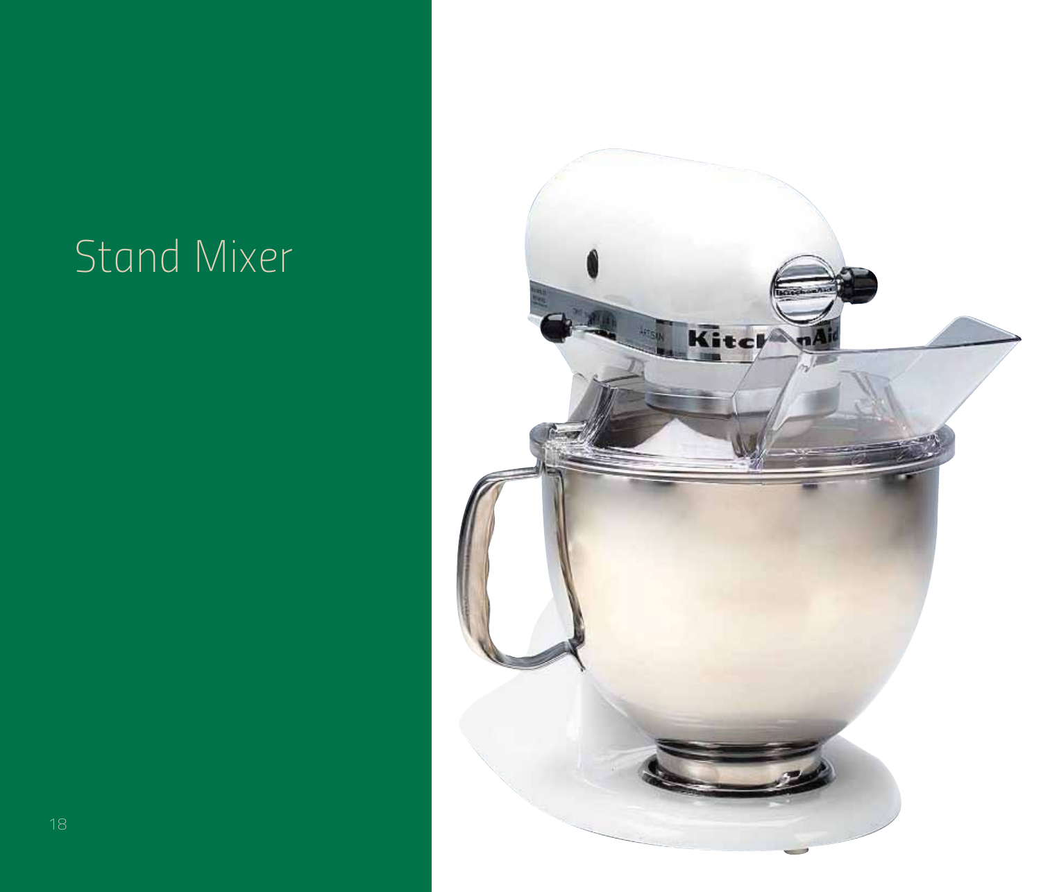# Stand Mixer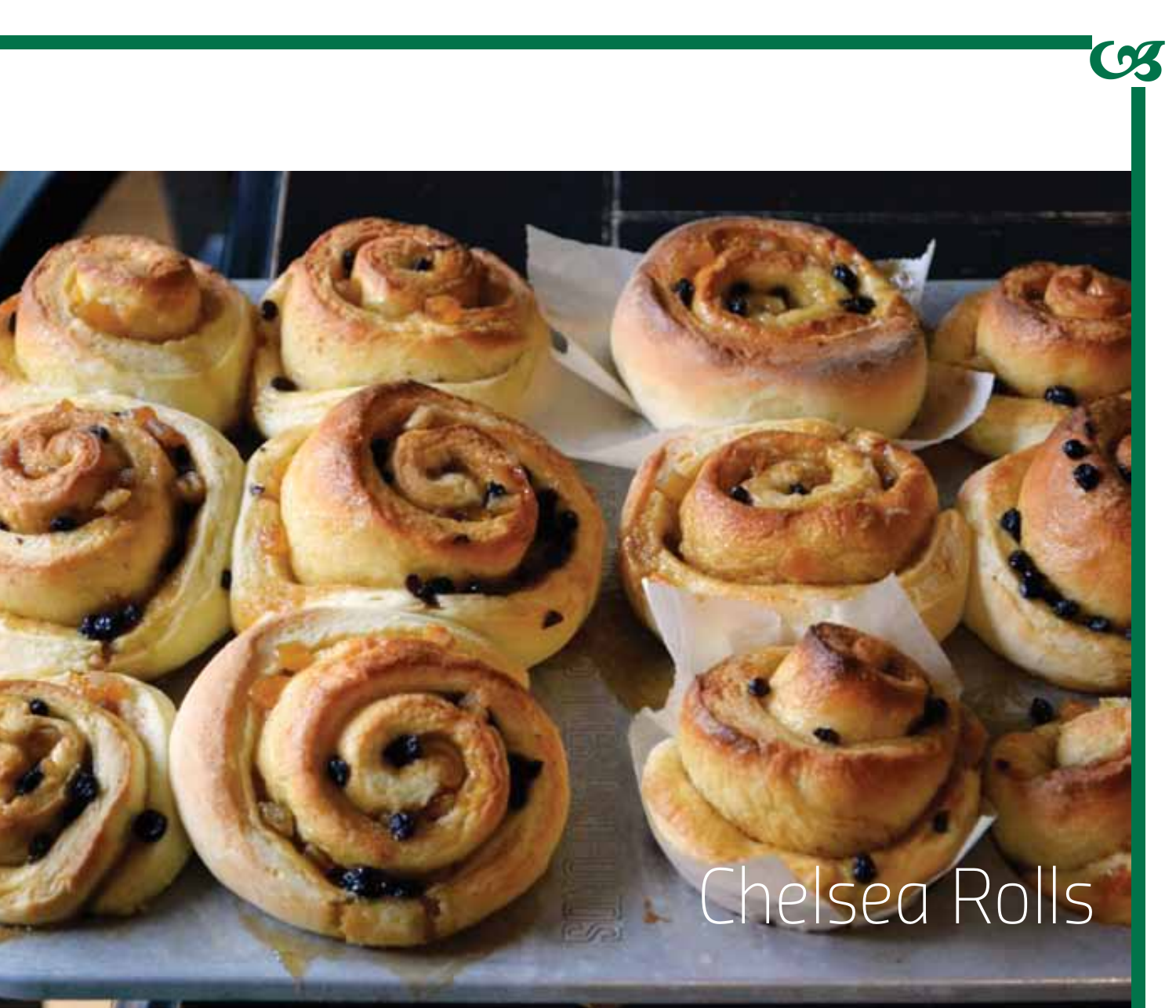# Chelsea Rolls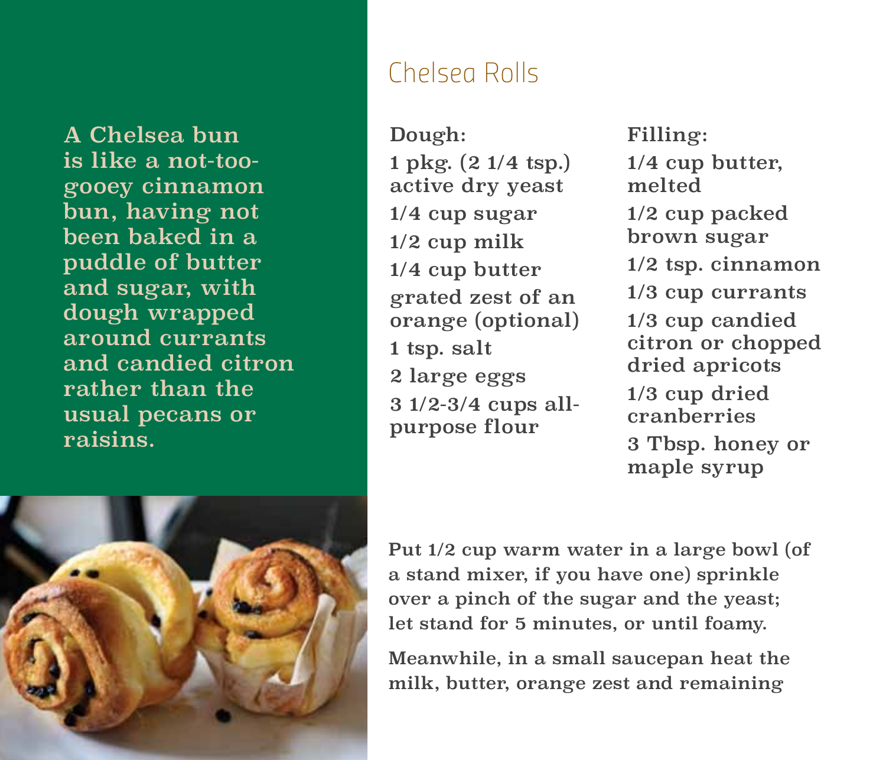A Chelsea bun is like a not-too-gooey cinnamon bun, having not been baked in a puddle of butter and sugar, with dough wrapped around currants and candied citron rather than the usual pecans or raisins.

# Chelsea Rolls

**Dough:**

- 1 pkg. (2 1/4 tsp.) active dry yeast
- 1/4 cup sugar
- 1/2 cup milk
- 1/4 cup butter
- grated zest of an orange (optional)
- 1 tsp. salt
- 2 large eggs
- 3 1/2-3/4 cups all-purpose flour

**Filling:**

- 1/4 cup butter, melted
- 1/2 cup packed brown sugar
- 1/2 tsp. cinnamon
- 1/3 cup currants
- 1/3 cup candied citron or chopped dried apricots
- 1/3 cup dried cranberries
- 3 Tbsp. honey or maple syrup

Put 1/2 cup warm water in a large bowl (of a stand mixer, if you have one) sprinkle over a pinch of the sugar and the yeast; let stand for 5 minutes, or until foamy.

Meanwhile, in a small saucepan heat the milk, butter, orange zest and remaining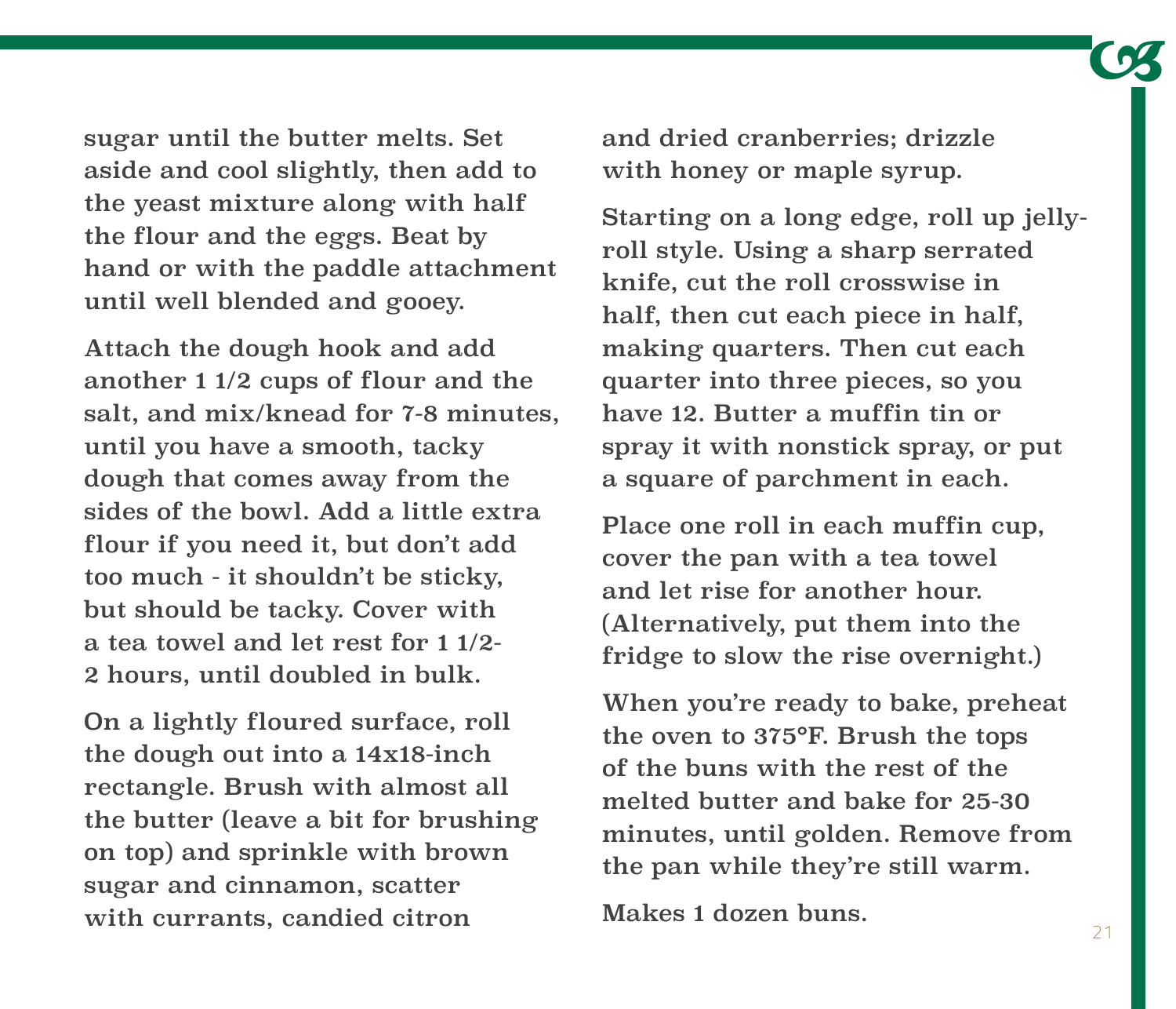sugar until the butter melts. Set aside and cool slightly, then add to the yeast mixture along with half the flour and the eggs. Beat by hand or with the paddle attachment until well blended and gooey.

Attach the dough hook and add another 1 1/2 cups of flour and the salt, and mix/knead for 7-8 minutes, until you have a smooth, tacky dough that comes away from the sides of the bowl. Add a little extra flour if you need it, but don't add too much - it shouldn't be sticky, but should be tacky. Cover with a tea towel and let rest for 1 1/2-2 hours, until doubled in bulk.

On a lightly floured surface, roll the dough out into a 14x18-inch rectangle. Brush with almost all the butter (leave a bit for brushing on top) and sprinkle with brown sugar and cinnamon, scatter with currants, candied citron and dried cranberries; drizzle with honey or maple syrup.

Starting on a long edge, roll up jelly-roll style. Using a sharp serrated knife, cut the roll crosswise in half, then cut each piece in half, making quarters. Then cut each quarter into three pieces, so you have 12. Butter a muffin tin or spray it with nonstick spray, or put a square of parchment in each.

Place one roll in each muffin cup, cover the pan with a tea towel and let rise for another hour. (Alternatively, put them into the fridge to slow the rise overnight.)

When you're ready to bake, preheat the oven to 375°F. Brush the tops of the buns with the rest of the melted butter and bake for 25-30 minutes, until golden. Remove from the pan while they're still warm.

Makes 1 dozen buns.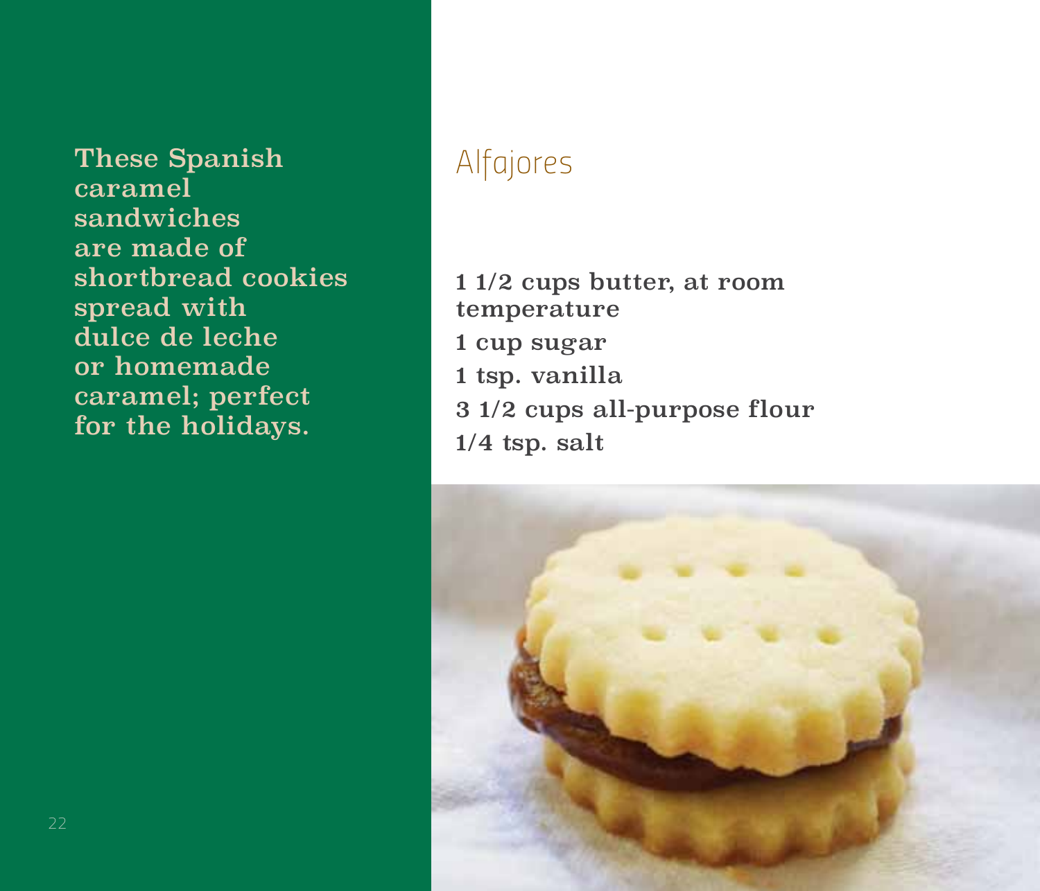These Spanish caramel sandwiches are made of shortbread cookies spread with dulce de leche or homemade caramel; perfect for the holidays.

# Alfajores

1 1/2 cups butter, at room temperature

1 cup sugar

1 tsp. vanilla

3 1/2 cups all-purpose flour

1/4 tsp. salt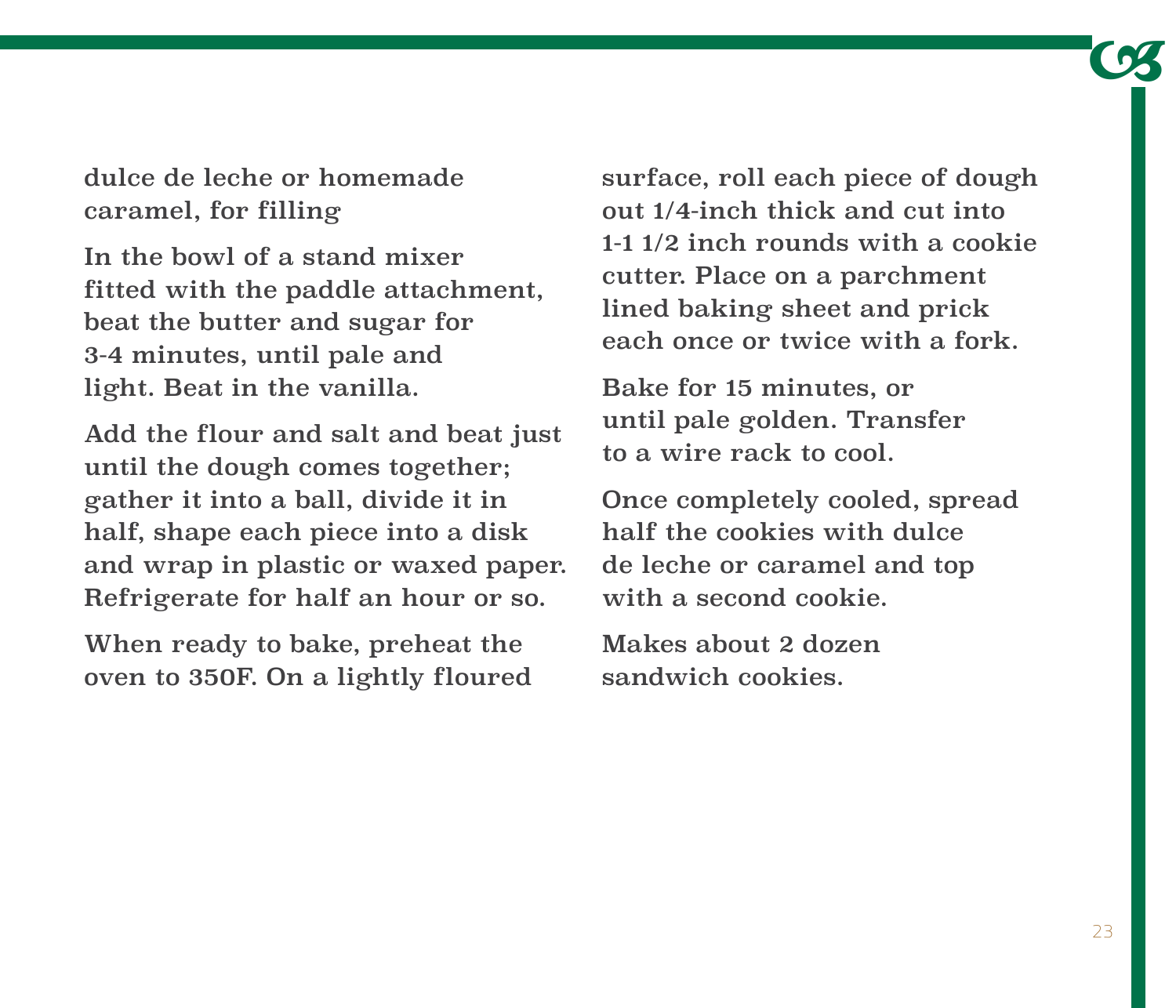dulce de leche or homemade caramel, for filling

In the bowl of a stand mixer fitted with the paddle attachment, beat the butter and sugar for 3-4 minutes, until pale and light. Beat in the vanilla.

Add the flour and salt and beat just until the dough comes together; gather it into a ball, divide it in half, shape each piece into a disk and wrap in plastic or waxed paper. Refrigerate for half an hour or so.

When ready to bake, preheat the oven to 350F. On a lightly floured surface, roll each piece of dough out 1/4-inch thick and cut into 1-1 1/2 inch rounds with a cookie cutter. Place on a parchment lined baking sheet and prick each once or twice with a fork.

Bake for 15 minutes, or until pale golden. Transfer to a wire rack to cool.

Once completely cooled, spread half the cookies with dulce de leche or caramel and top with a second cookie.

Makes about 2 dozen sandwich cookies.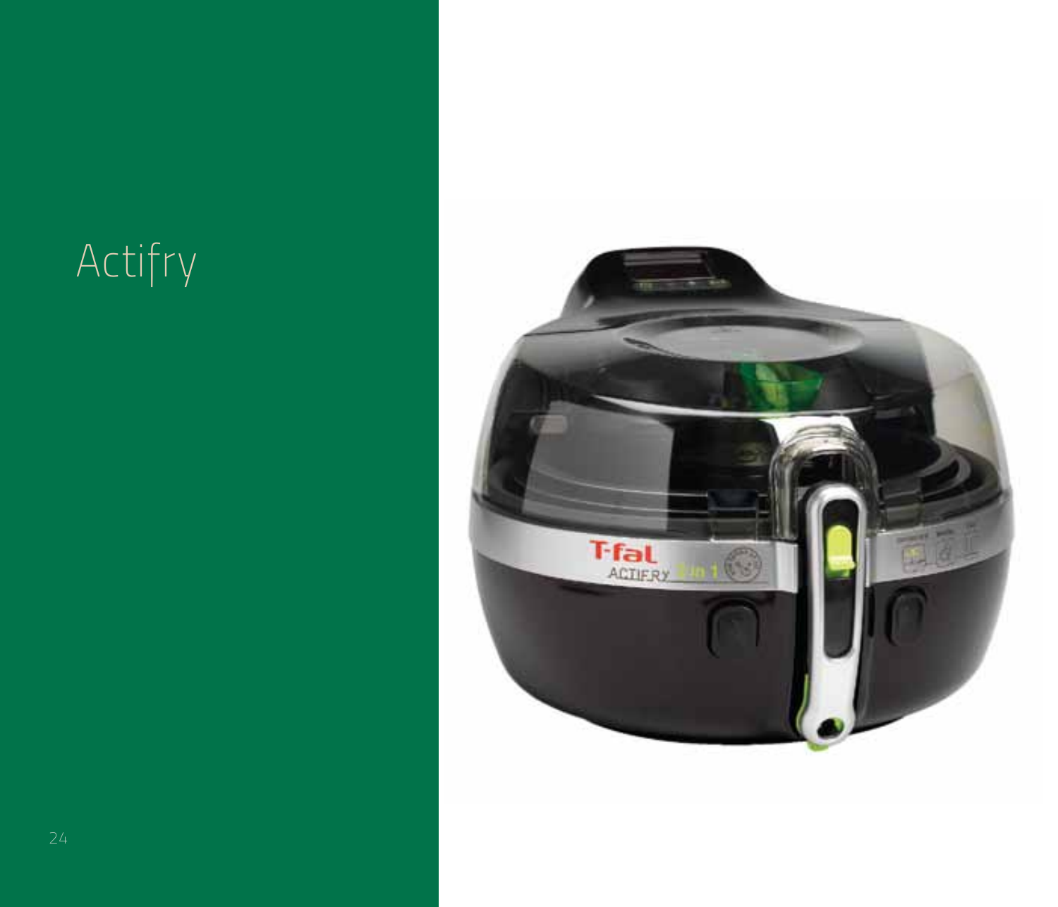# Actifry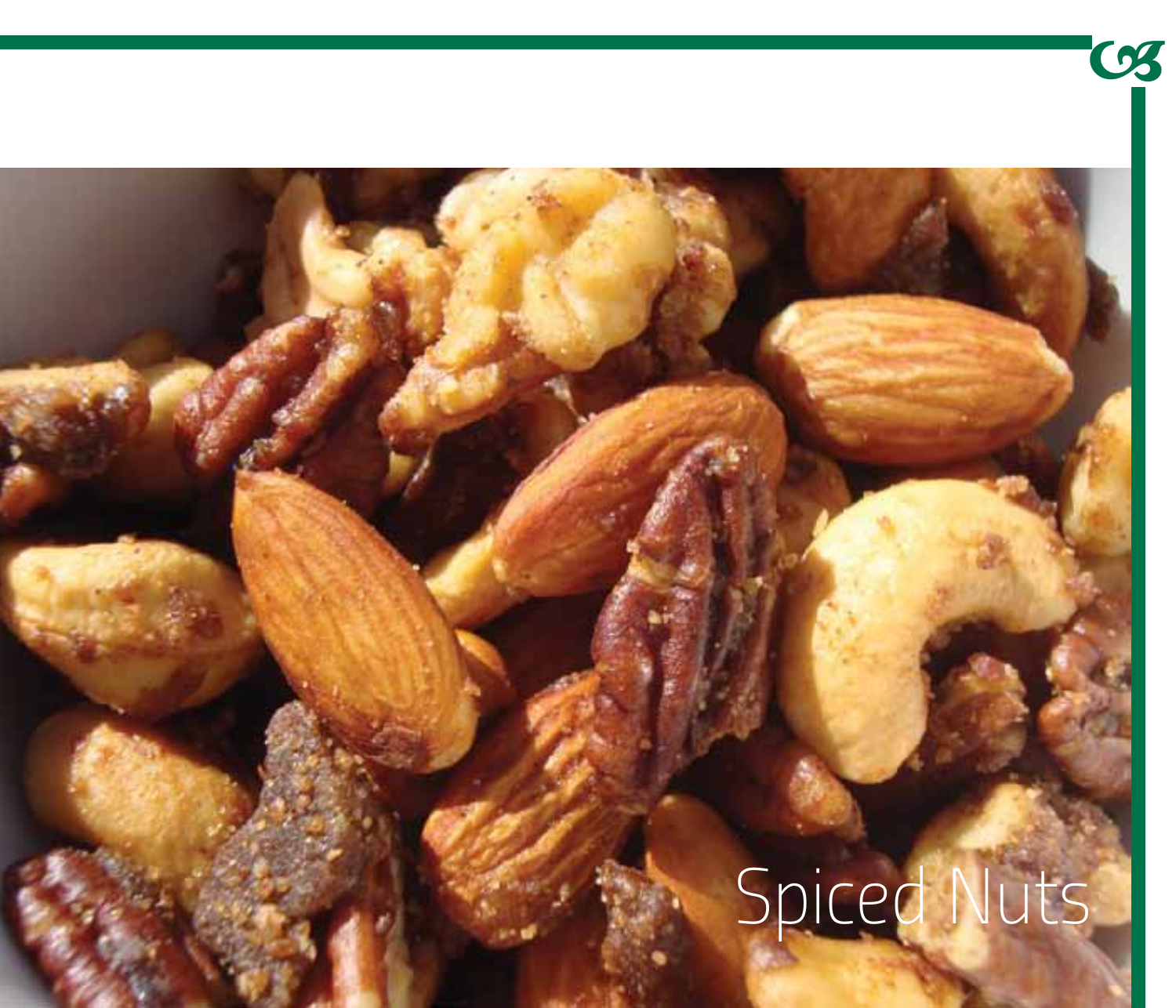# Spiced Nuts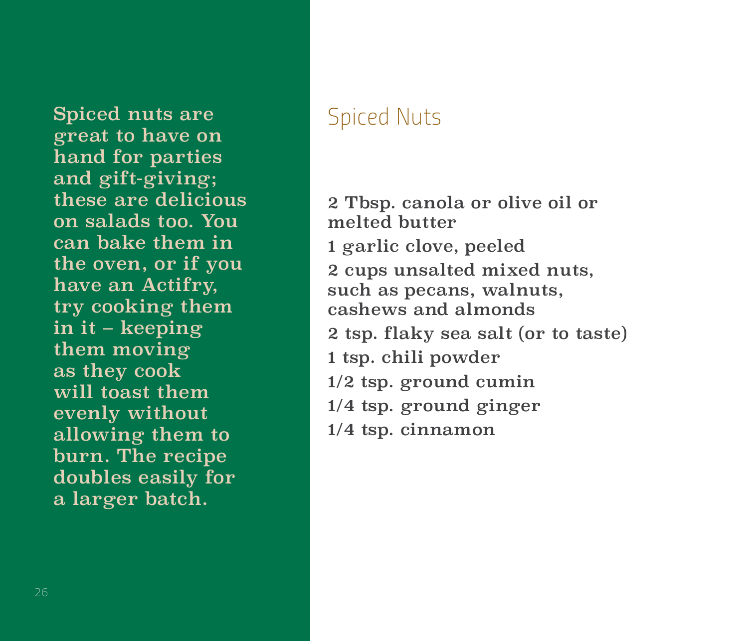Spiced nuts are great to have on hand for parties and gift-giving; these are delicious on salads too. You can bake them in the oven, or if you have an Actifry, try cooking them in it – keeping them moving as they cook will toast them evenly without allowing them to burn. The recipe doubles easily for a larger batch.

# Spiced Nuts

2 Tbsp. canola or olive oil or melted butter

1 garlic clove, peeled

2 cups unsalted mixed nuts, such as pecans, walnuts, cashews and almonds

2 tsp. flaky sea salt (or to taste)

1 tsp. chili powder

1/2 tsp. ground cumin

1/4 tsp. ground ginger

1/4 tsp. cinnamon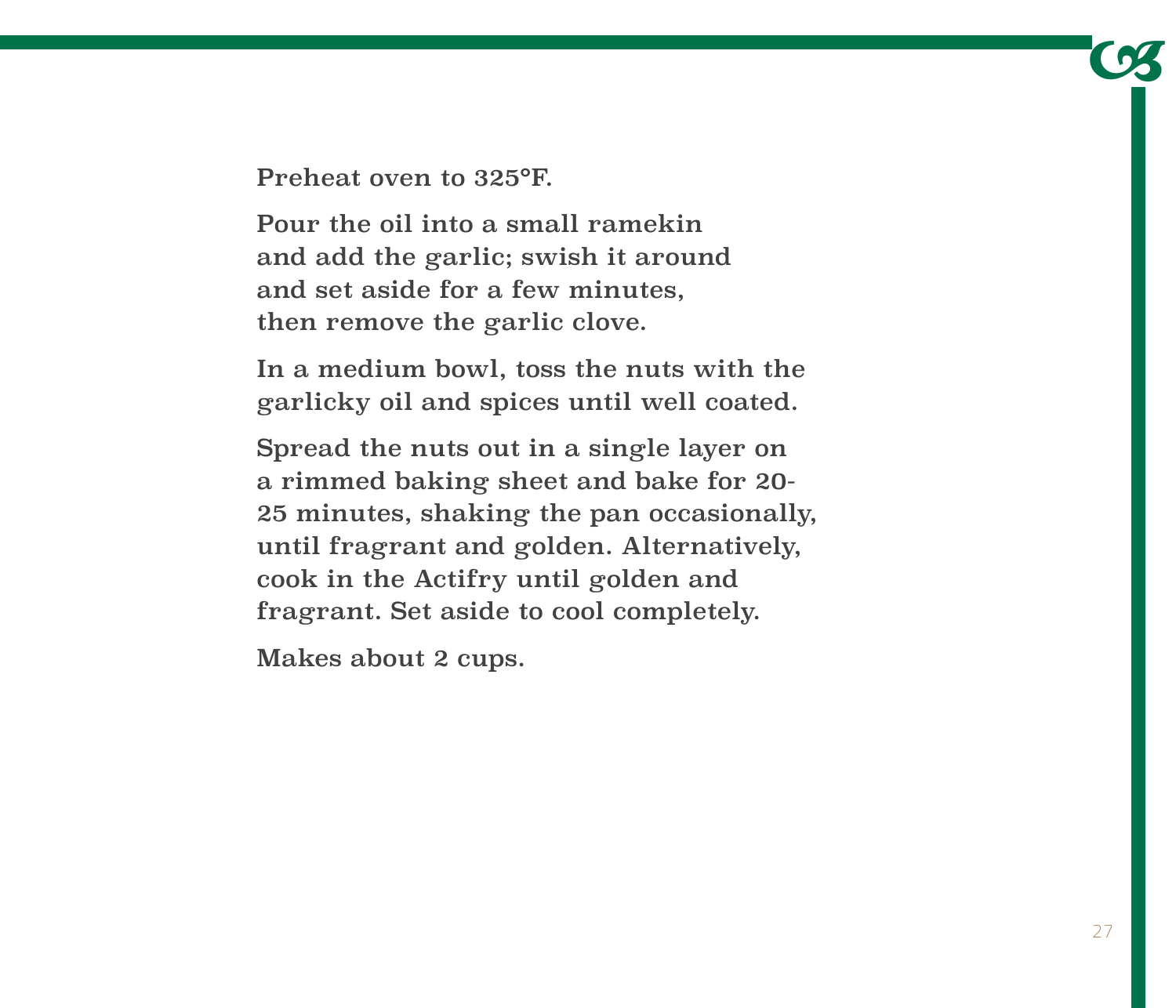Preheat oven to 325°F.

Pour the oil into a small ramekin and add the garlic; swish it around and set aside for a few minutes, then remove the garlic clove.

In a medium bowl, toss the nuts with the garlicky oil and spices until well coated.

Spread the nuts out in a single layer on a rimmed baking sheet and bake for 20-25 minutes, shaking the pan occasionally, until fragrant and golden. Alternatively, cook in the Actifry until golden and fragrant. Set aside to cool completely.

Makes about 2 cups.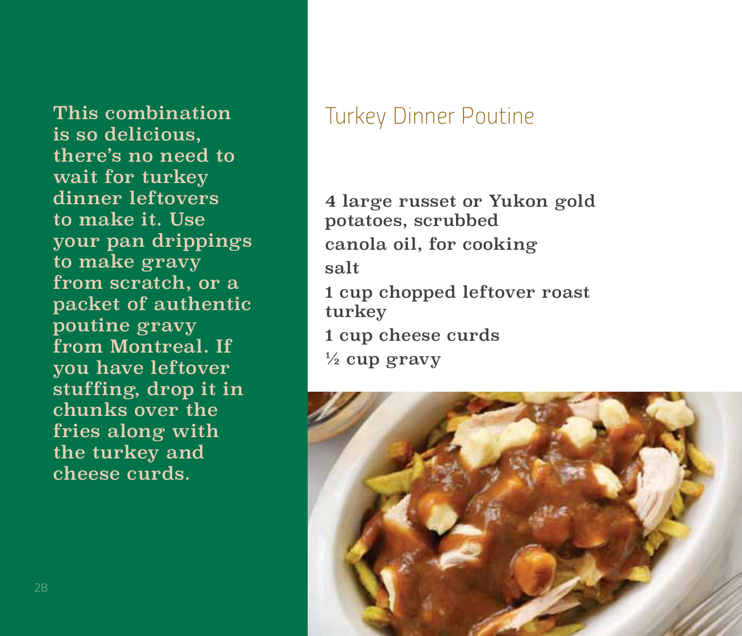This combination is so delicious, there's no need to wait for turkey dinner leftovers to make it. Use your pan drippings to make gravy from scratch, or a packet of authentic poutine gravy from Montreal. If you have leftover stuffing, drop it in chunks over the fries along with the turkey and cheese curds.

# Turkey Dinner Poutine

4 large russet or Yukon gold potatoes, scrubbed

canola oil, for cooking

salt

1 cup chopped leftover roast turkey

1 cup cheese curds

½ cup gravy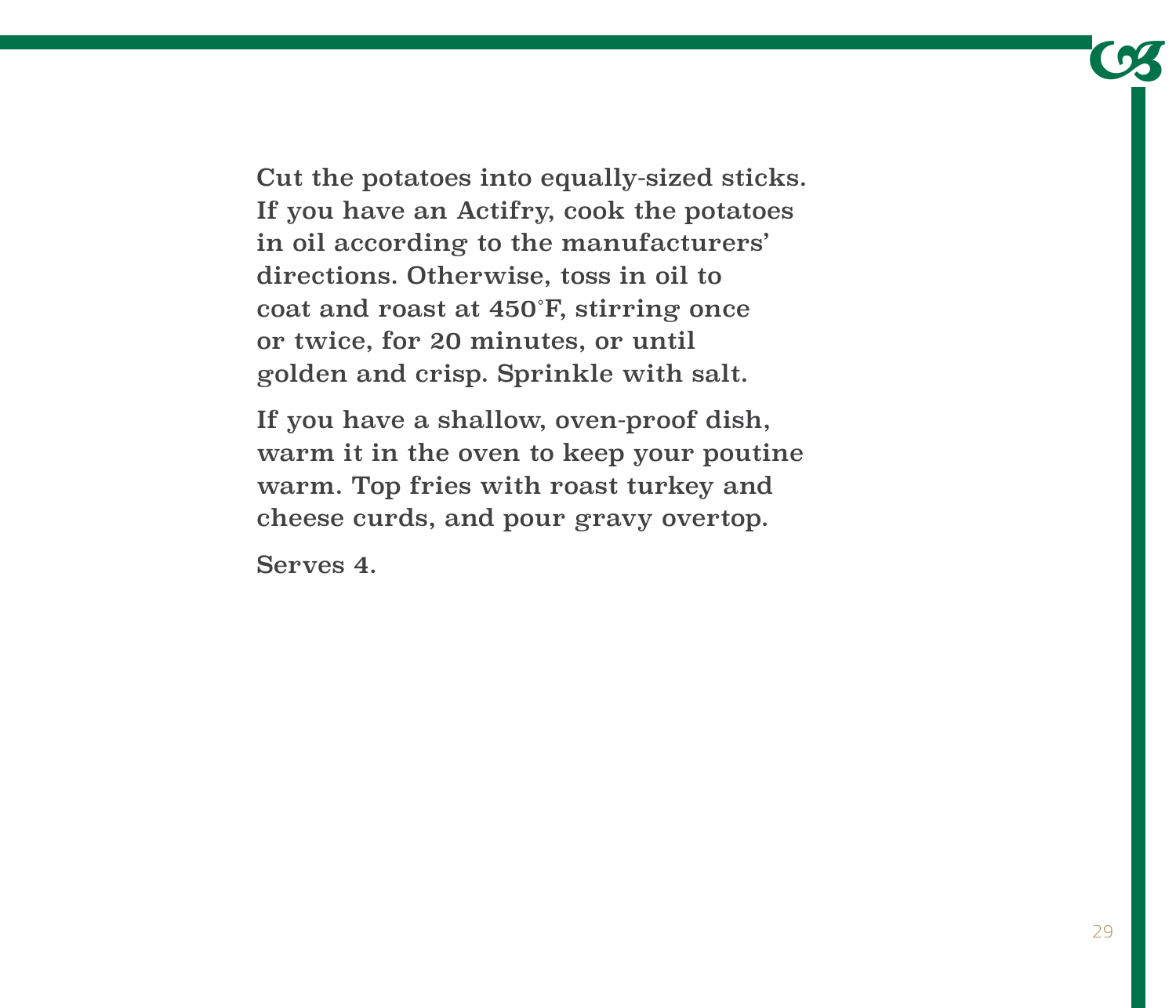Cut the potatoes into equally-sized sticks. If you have an Actifry, cook the potatoes in oil according to the manufacturers' directions. Otherwise, toss in oil to coat and roast at 450˚F, stirring once or twice, for 20 minutes, or until golden and crisp. Sprinkle with salt.

If you have a shallow, oven-proof dish, warm it in the oven to keep your poutine warm. Top fries with roast turkey and cheese curds, and pour gravy overtop.

Serves 4.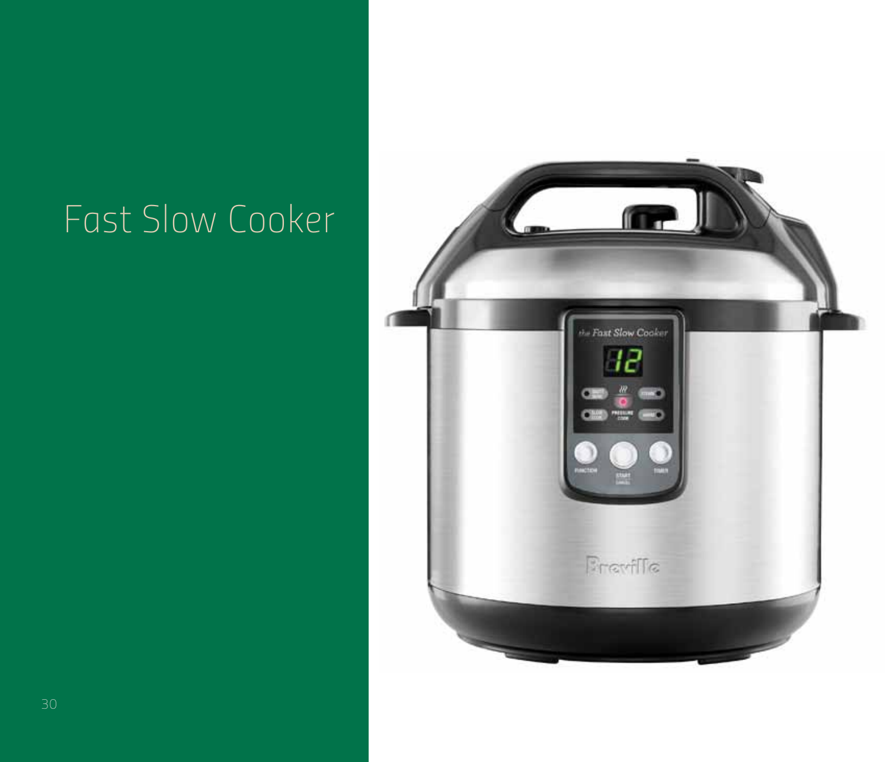# Fast Slow Cooker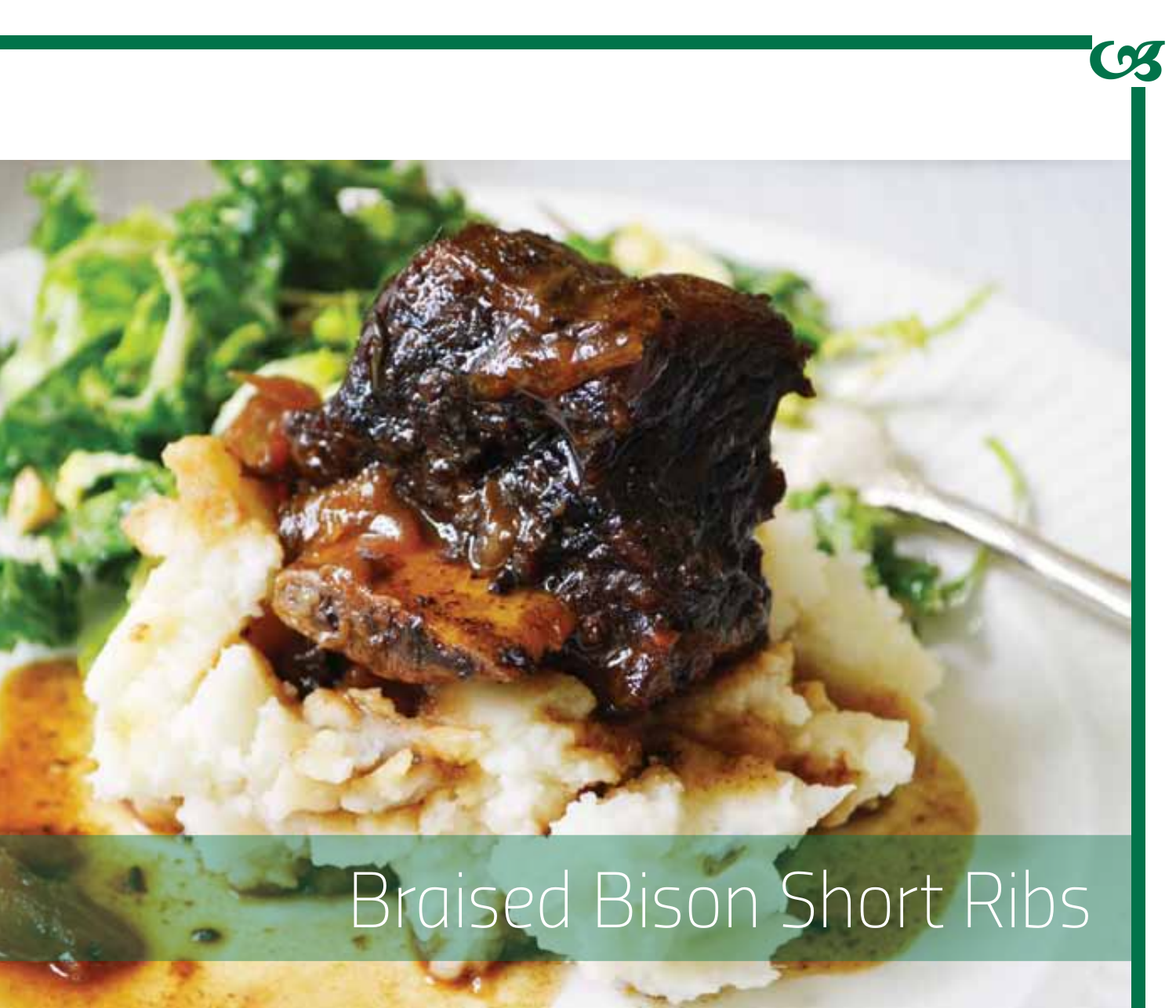# Braised Bison Short Ribs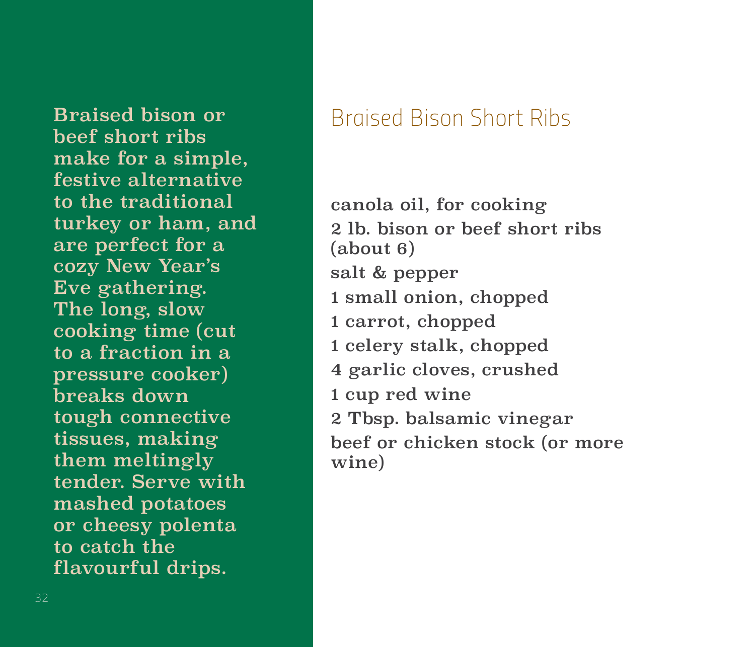Braised bison or beef short ribs make for a simple, festive alternative to the traditional turkey or ham, and are perfect for a cozy New Year's Eve gathering. The long, slow cooking time (cut to a fraction in a pressure cooker) breaks down tough connective tissues, making them meltingly tender. Serve with mashed potatoes or cheesy polenta to catch the flavourful drips.

# Braised Bison Short Ribs

canola oil, for cooking

2 lb. bison or beef short ribs (about 6)

salt & pepper

1 small onion, chopped

1 carrot, chopped

1 celery stalk, chopped

4 garlic cloves, crushed

1 cup red wine

2 Tbsp. balsamic vinegar

beef or chicken stock (or more wine)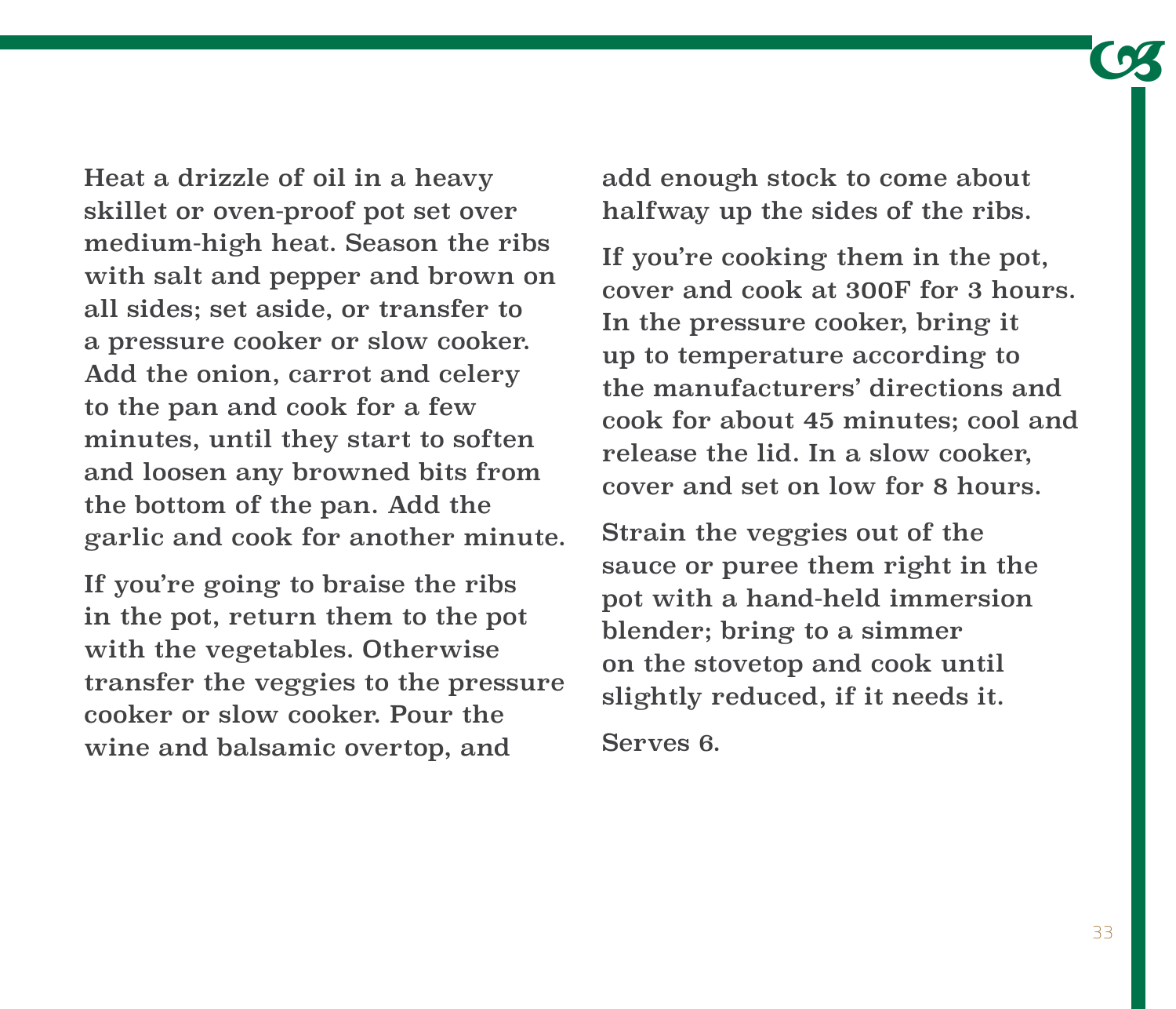Heat a drizzle of oil in a heavy skillet or oven-proof pot set over medium-high heat. Season the ribs with salt and pepper and brown on all sides; set aside, or transfer to a pressure cooker or slow cooker. Add the onion, carrot and celery to the pan and cook for a few minutes, until they start to soften and loosen any browned bits from the bottom of the pan. Add the garlic and cook for another minute.

If you're going to braise the ribs in the pot, return them to the pot with the vegetables. Otherwise transfer the veggies to the pressure cooker or slow cooker. Pour the wine and balsamic overtop, and add enough stock to come about halfway up the sides of the ribs.

If you're cooking them in the pot, cover and cook at 300F for 3 hours. In the pressure cooker, bring it up to temperature according to the manufacturers' directions and cook for about 45 minutes; cool and release the lid. In a slow cooker, cover and set on low for 8 hours.

Strain the veggies out of the sauce or puree them right in the pot with a hand-held immersion blender; bring to a simmer on the stovetop and cook until slightly reduced, if it needs it.

Serves 6.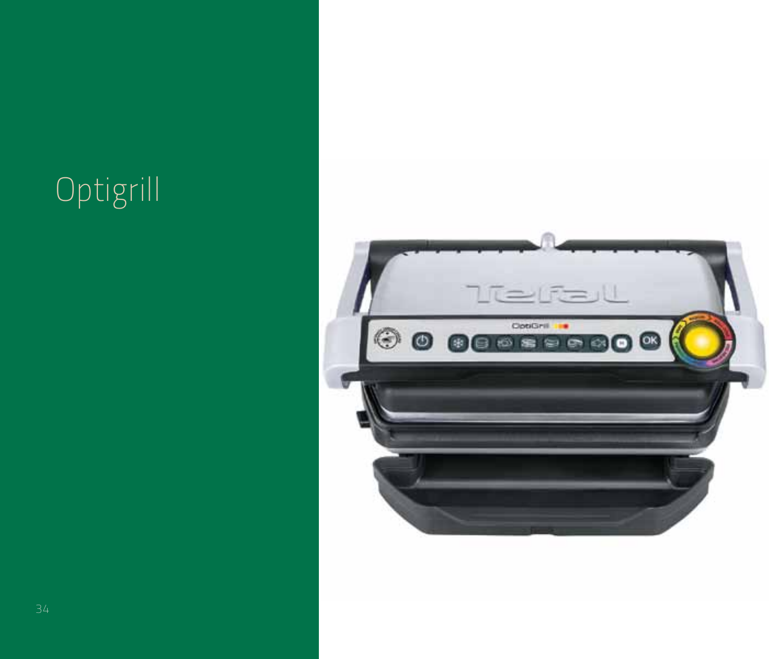# Optigrill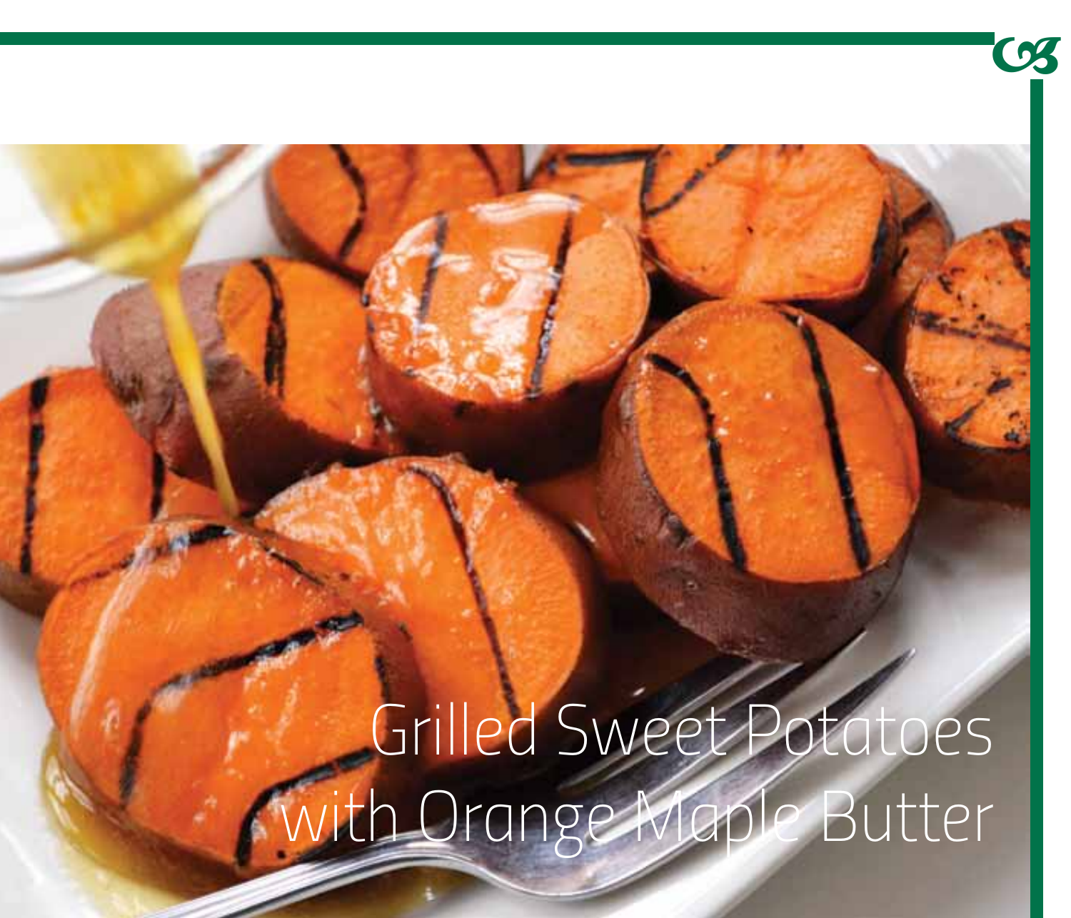# Grilled Sweet Potatoes with Orange Maple Butter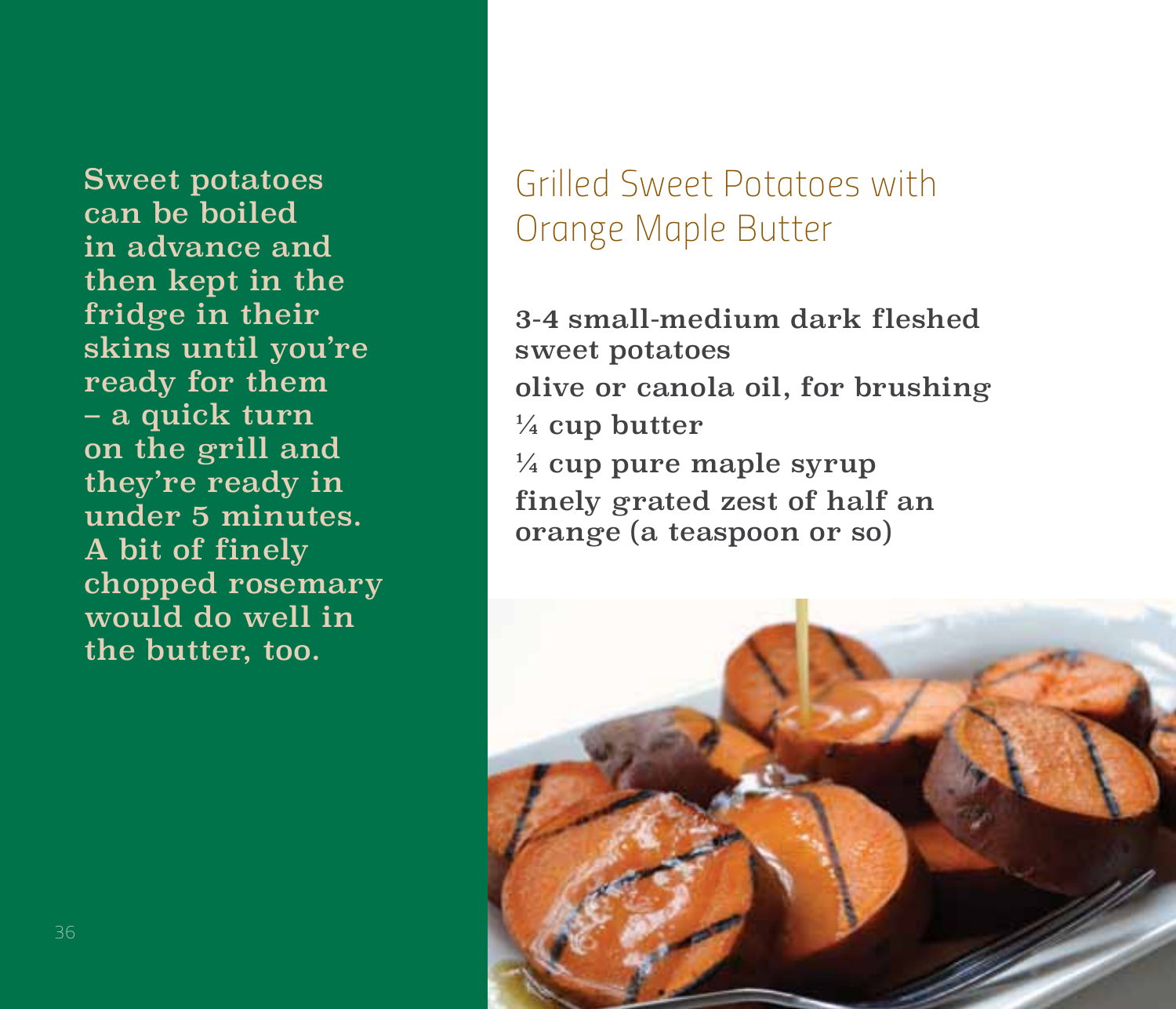Sweet potatoes can be boiled in advance and then kept in the fridge in their skins until you're ready for them – a quick turn on the grill and they're ready in under 5 minutes. A bit of finely chopped rosemary would do well in the butter, too.

# Grilled Sweet Potatoes with Orange Maple Butter

**3-4 small-medium dark fleshed sweet potatoes**

**olive or canola oil, for brushing**

**¼ cup butter**

**¼ cup pure maple syrup**

**finely grated zest of half an orange (a teaspoon or so)**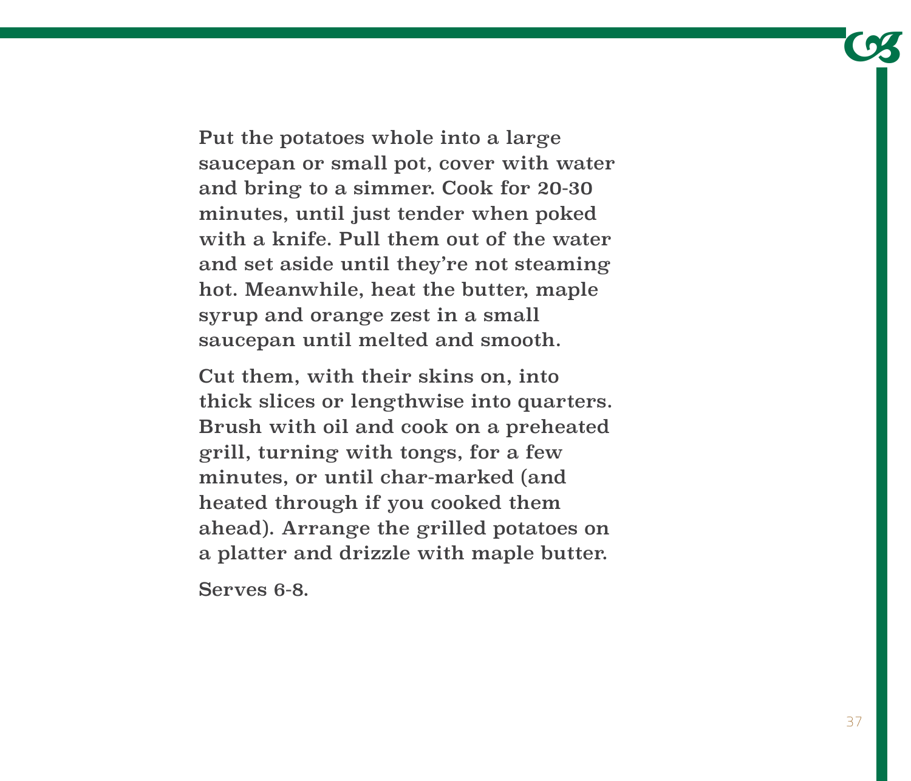Put the potatoes whole into a large saucepan or small pot, cover with water and bring to a simmer. Cook for 20-30 minutes, until just tender when poked with a knife. Pull them out of the water and set aside until they're not steaming hot. Meanwhile, heat the butter, maple syrup and orange zest in a small saucepan until melted and smooth.

Cut them, with their skins on, into thick slices or lengthwise into quarters. Brush with oil and cook on a preheated grill, turning with tongs, for a few minutes, or until char-marked (and heated through if you cooked them ahead). Arrange the grilled potatoes on a platter and drizzle with maple butter.

Serves 6-8.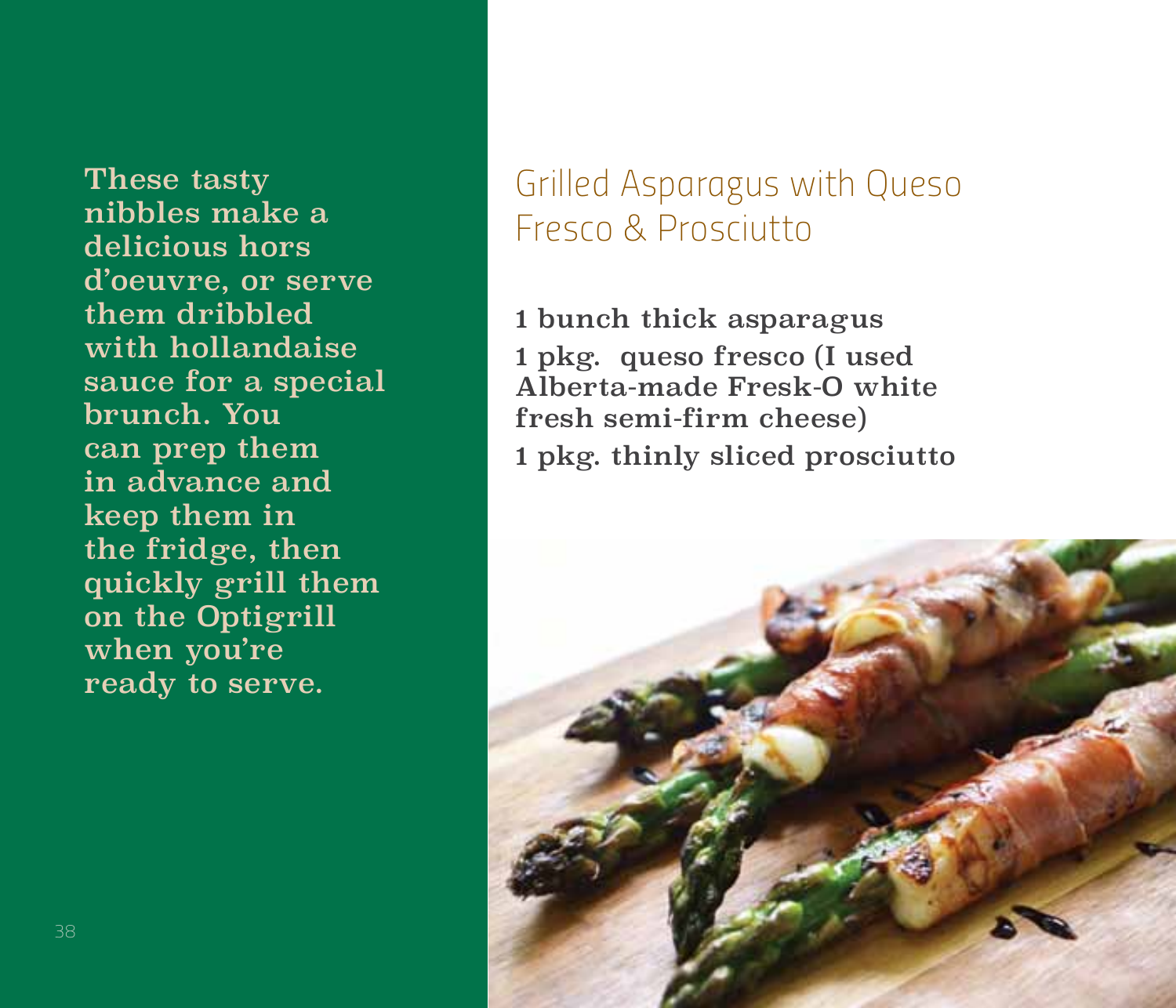These tasty nibbles make a delicious hors d'oeuvre, or serve them dribbled with hollandaise sauce for a special brunch. You can prep them in advance and keep them in the fridge, then quickly grill them on the Optigrill when you're ready to serve.

# Grilled Asparagus with Queso Fresco & Prosciutto

1 bunch thick asparagus

1 pkg. queso fresco (I used Alberta-made Fresk-O white fresh semi-firm cheese)

1 pkg. thinly sliced prosciutto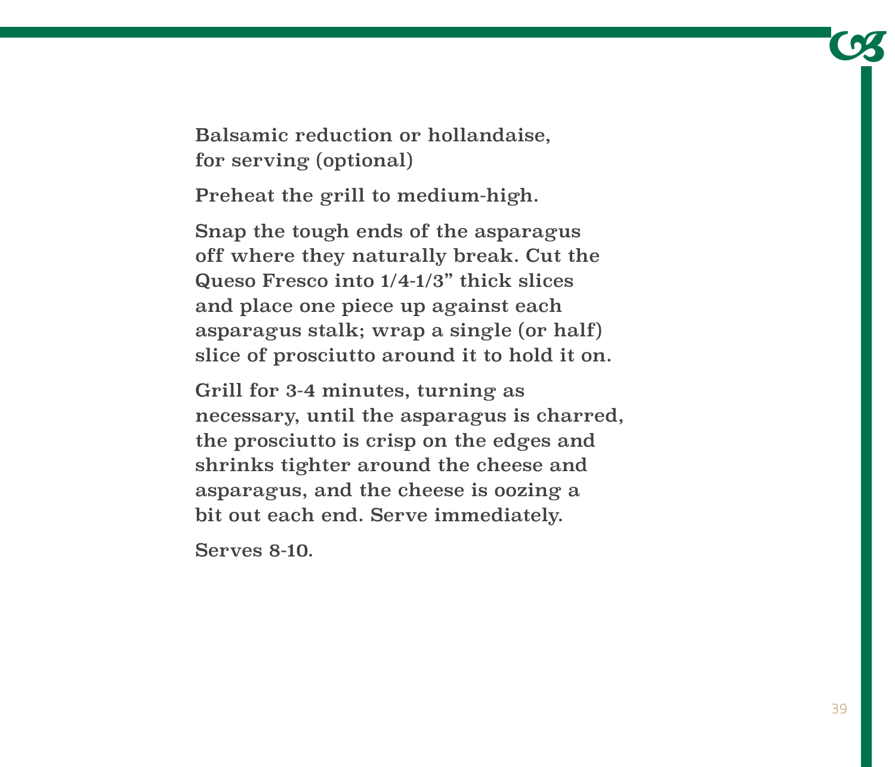Balsamic reduction or hollandaise, for serving (optional)

Preheat the grill to medium-high.

Snap the tough ends of the asparagus off where they naturally break. Cut the Queso Fresco into 1/4-1/3" thick slices and place one piece up against each asparagus stalk; wrap a single (or half) slice of prosciutto around it to hold it on.

Grill for 3-4 minutes, turning as necessary, until the asparagus is charred, the prosciutto is crisp on the edges and shrinks tighter around the cheese and asparagus, and the cheese is oozing a bit out each end. Serve immediately.

Serves 8-10.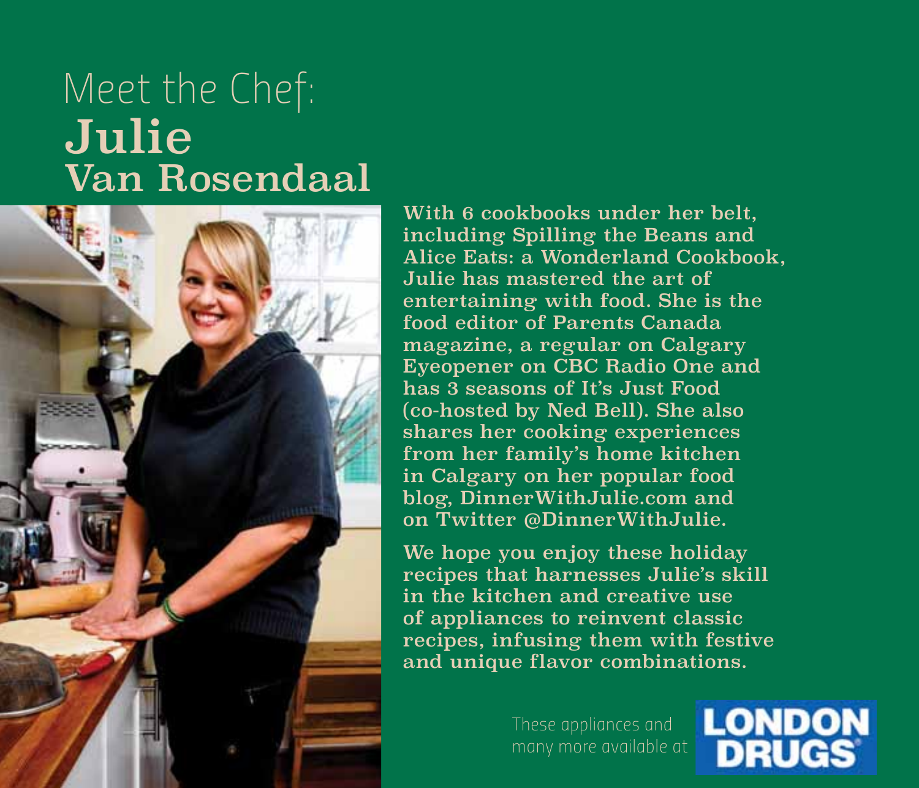# Meet the Chef: Julie Van Rosendaal

With 6 cookbooks under her belt, including Spilling the Beans and Alice Eats: a Wonderland Cookbook, Julie has mastered the art of entertaining with food. She is the food editor of Parents Canada magazine, a regular on Calgary Eyeopener on CBC Radio One and has 3 seasons of It's Just Food (co-hosted by Ned Bell). She also shares her cooking experiences from her family's home kitchen in Calgary on her popular food blog, DinnerWithJulie.com and on Twitter @DinnerWithJulie.

We hope you enjoy these holiday recipes that harnesses Julie's skill in the kitchen and creative use of appliances to reinvent classic recipes, infusing them with festive and unique flavor combinations.

*These appliances and many more available at*

LONDON DRUGS